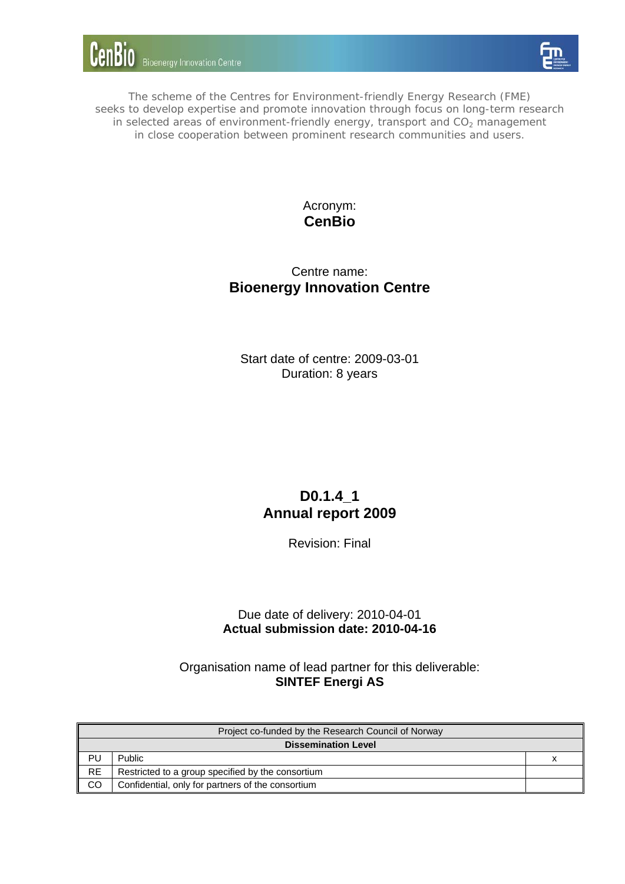The scheme of the Centres for Environment-friendly Energy Research (FME) seeks to develop expertise and promote innovation through focus on long-term research in selected areas of environment-friendly energy, transport and $CO_2$ management in close cooperation between prominent research communities and users.

Acronym:
**CenBio**

Centre name:
**Bioenergy Innovation Centre**

Start date of centre: 2009-03-01
Duration: 8 years

# D0.1.4_1
# Annual report 2009

Revision: Final

Due date of delivery: 2010-04-01
**Actual submission date: 2010-04-16**

Organisation name of lead partner for this deliverable:
**SINTEF Energi AS**

| Project co-funded by the Research Council of Norway | | |
|---|---|---|
| **Dissemination Level** | | |
| PU | Public | x |
| RE | Restricted to a group specified by the consortium | |
| CO | Confidential, only for partners of the consortium | |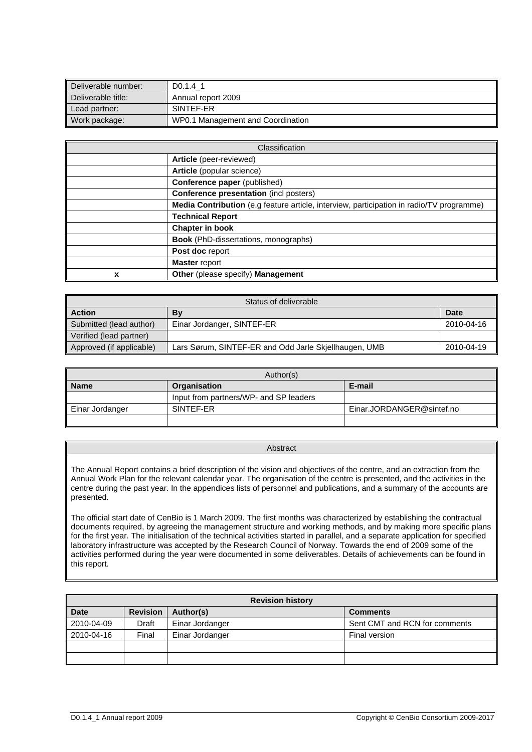| Deliverable number: | D0.1.4_1 |
|---|---|
| Deliverable title: | Annual report 2009 |
| Lead partner: | SINTEF-ER |
| Work package: | WP0.1 Management and Coordination |

| Classification | |
|---|---|
| | **Article** (peer-reviewed) |
| | **Article** (popular science) |
| | **Conference paper** (published) |
| | **Conference presentation** (incl posters) |
| | **Media Contribution** (e.g feature article, interview, participation in radio/TV programme) |
| | **Technical Report** |
| | **Chapter in book** |
| | **Book** (PhD-dissertations, monographs) |
| | **Post doc** report |
| | **Master** report |
| x | **Other** (please specify) **Management** |

| Status of deliverable | | |
|---|---|---|
| **Action** | **By** | **Date** |
| Submitted (lead author) | Einar Jordanger, SINTEF-ER | 2010-04-16 |
| Verified (lead partner) | | |
| Approved (if applicable) | Lars Sørum, SINTEF-ER and Odd Jarle Skjellhaugen, UMB | 2010-04-19 |

| Author(s) | | |
|---|---|---|
| **Name** | **Organisation** | **E-mail** |
| | Input from partners/WP- and SP leaders | |
| Einar Jordanger | SINTEF-ER | Einar.JORDANGER@sintef.no |
| | | |

| Abstract |
|---|
| The Annual Report contains a brief description of the vision and objectives of the centre, and an extraction from the Annual Work Plan for the relevant calendar year. The organisation of the centre is presented, and the activities in the centre during the past year. In the appendices lists of personnel and publications, and a summary of the accounts are presented.<br><br>The official start date of CenBio is 1 March 2009. The first months was characterized by establishing the contractual documents required, by agreeing the management structure and working methods, and by making more specific plans for the first year. The initialisation of the technical activities started in parallel, and a separate application for specified laboratory infrastructure was accepted by the Research Council of Norway. Towards the end of 2009 some of the activities performed during the year were documented in some deliverables. Details of achievements can be found in this report. |

| **Revision history** | | | |
|---|---|---|---|
| **Date** | **Revision** | **Author(s)** | **Comments** |
| 2010-04-09 | Draft | Einar Jordanger | Sent CMT and RCN for comments |
| 2010-04-16 | Final | Einar Jordanger | Final version |
| | | | |
| | | | |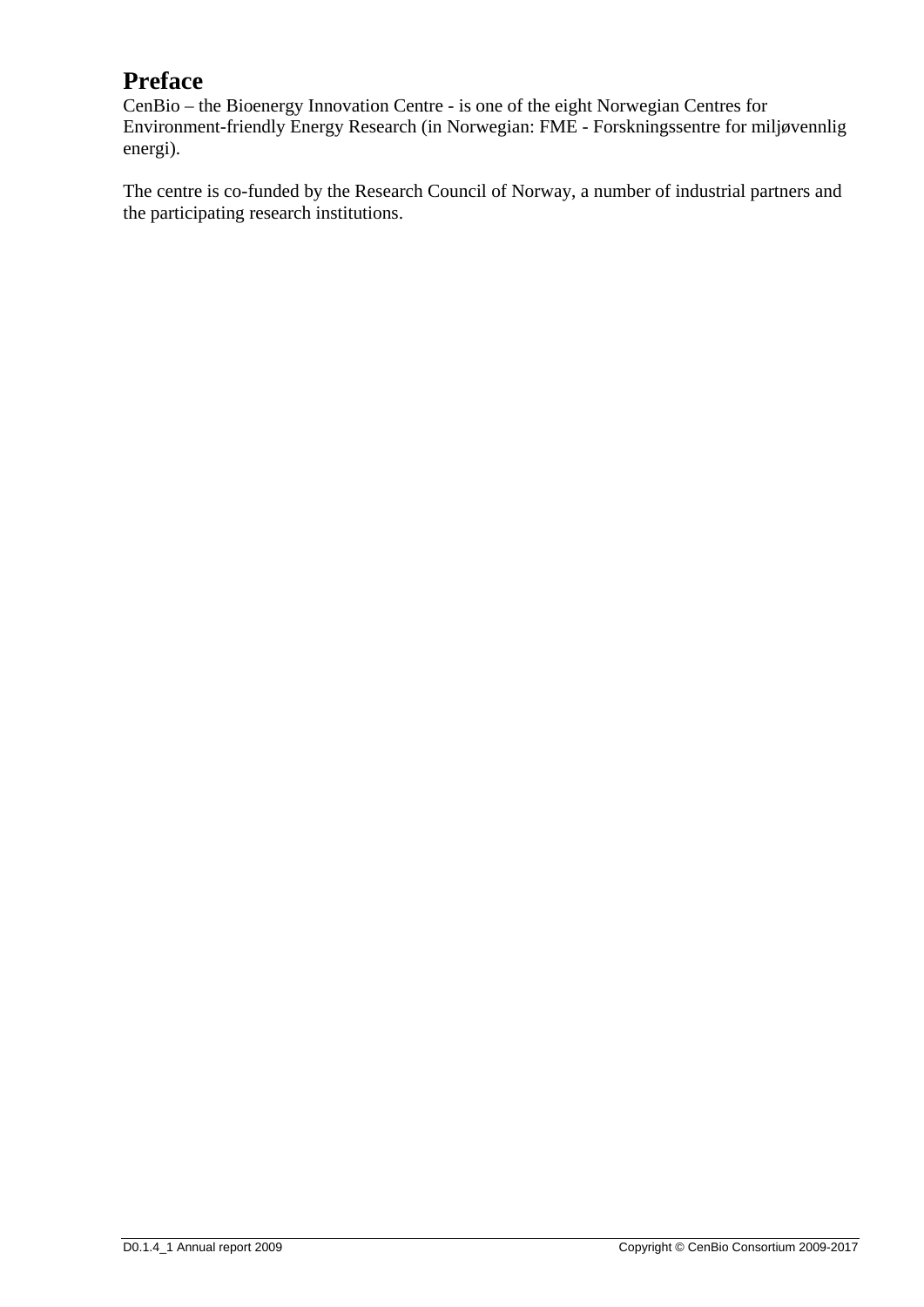# Preface

CenBio – the Bioenergy Innovation Centre - is one of the eight Norwegian Centres for Environment-friendly Energy Research (in Norwegian: FME - Forskningssentre for miljøvennlig energi).

The centre is co-funded by the Research Council of Norway, a number of industrial partners and the participating research institutions.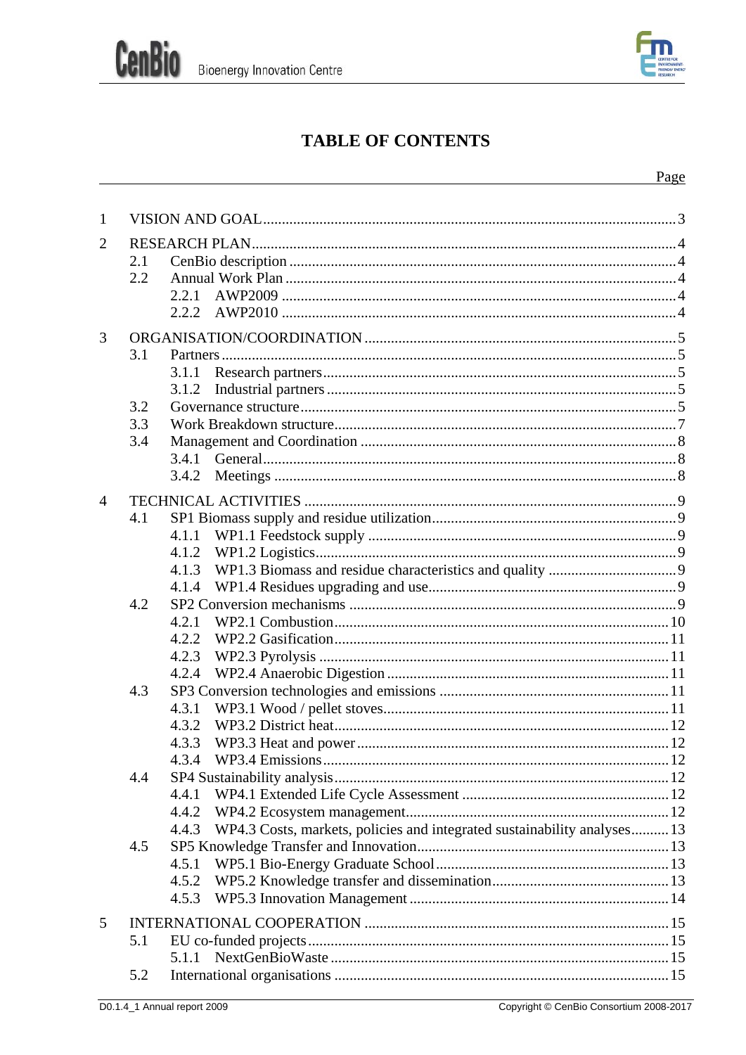# TABLE OF CONTENTS

Page

1 VISION AND GOAL ... 3

2 RESEARCH PLAN ... 4
- 2.1 CenBio description ... 4
- 2.2 Annual Work Plan ... 4
  - 2.2.1 AWP2009 ... 4
  - 2.2.2 AWP2010 ... 4

3 ORGANISATION/COORDINATION ... 5
- 3.1 Partners ... 5
  - 3.1.1 Research partners ... 5
  - 3.1.2 Industrial partners ... 5
- 3.2 Governance structure ... 5
- 3.3 Work Breakdown structure ... 7
- 3.4 Management and Coordination ... 8
  - 3.4.1 General ... 8
  - 3.4.2 Meetings ... 8

4 TECHNICAL ACTIVITIES ... 9
- 4.1 SP1 Biomass supply and residue utilization ... 9
  - 4.1.1 WP1.1 Feedstock supply ... 9
  - 4.1.2 WP1.2 Logistics ... 9
  - 4.1.3 WP1.3 Biomass and residue characteristics and quality ... 9
  - 4.1.4 WP1.4 Residues upgrading and use ... 9
- 4.2 SP2 Conversion mechanisms ... 9
  - 4.2.1 WP2.1 Combustion ... 10
  - 4.2.2 WP2.2 Gasification ... 11
  - 4.2.3 WP2.3 Pyrolysis ... 11
  - 4.2.4 WP2.4 Anaerobic Digestion ... 11
- 4.3 SP3 Conversion technologies and emissions ... 11
  - 4.3.1 WP3.1 Wood / pellet stoves ... 11
  - 4.3.2 WP3.2 District heat ... 12
  - 4.3.3 WP3.3 Heat and power ... 12
  - 4.3.4 WP3.4 Emissions ... 12
- 4.4 SP4 Sustainability analysis ... 12
  - 4.4.1 WP4.1 Extended Life Cycle Assessment ... 12
  - 4.4.2 WP4.2 Ecosystem management ... 12
  - 4.4.3 WP4.3 Costs, markets, policies and integrated sustainability analyses ... 13
- 4.5 SP5 Knowledge Transfer and Innovation ... 13
  - 4.5.1 WP5.1 Bio-Energy Graduate School ... 13
  - 4.5.2 WP5.2 Knowledge transfer and dissemination ... 13
  - 4.5.3 WP5.3 Innovation Management ... 14

5 INTERNATIONAL COOPERATION ... 15
- 5.1 EU co-funded projects ... 15
  - 5.1.1 NextGenBioWaste ... 15
- 5.2 International organisations ... 15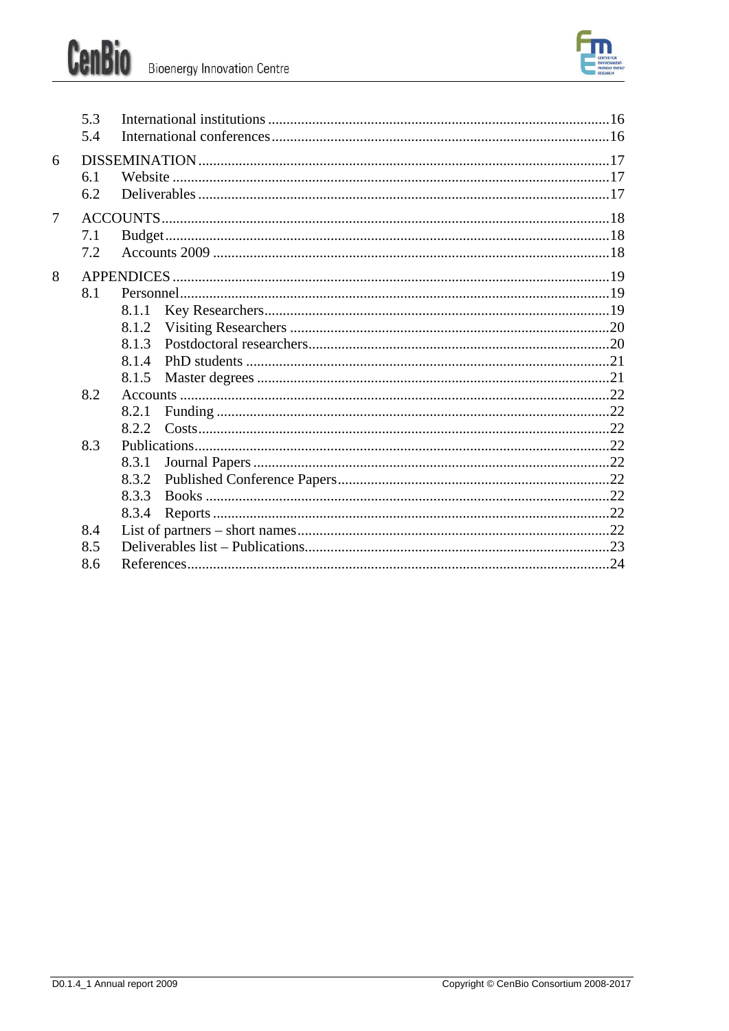5.3 International institutions ....................................................................................16
5.4 International conferences ......................................................................................16

6 DISSEMINATION ..........................................................................................................17
6.1 Website ...................................................................................................................17
6.2 Deliverables ...........................................................................................................17

7 ACCOUNTS ..................................................................................................................18
7.1 Budget ....................................................................................................................18
7.2 Accounts 2009 .......................................................................................................18

8 APPENDICES ...............................................................................................................19
8.1 Personnel ................................................................................................................19
8.1.1 Key Researchers .............................................................................................19
8.1.2 Visiting Researchers .......................................................................................20
8.1.3 Postdoctoral researchers .................................................................................20
8.1.4 PhD students ...................................................................................................21
8.1.5 Master degrees ................................................................................................21
8.2 Accounts .................................................................................................................22
8.2.1 Funding ...........................................................................................................22
8.2.2 Costs ................................................................................................................22
8.3 Publications .............................................................................................................22
8.3.1 Journal Papers .................................................................................................22
8.3.2 Published Conference Papers .........................................................................22
8.3.3 Books ..............................................................................................................22
8.3.4 Reports ............................................................................................................22
8.4 List of partners – short names ................................................................................22
8.5 Deliverables list – Publications ..............................................................................23
8.6 References ..............................................................................................................24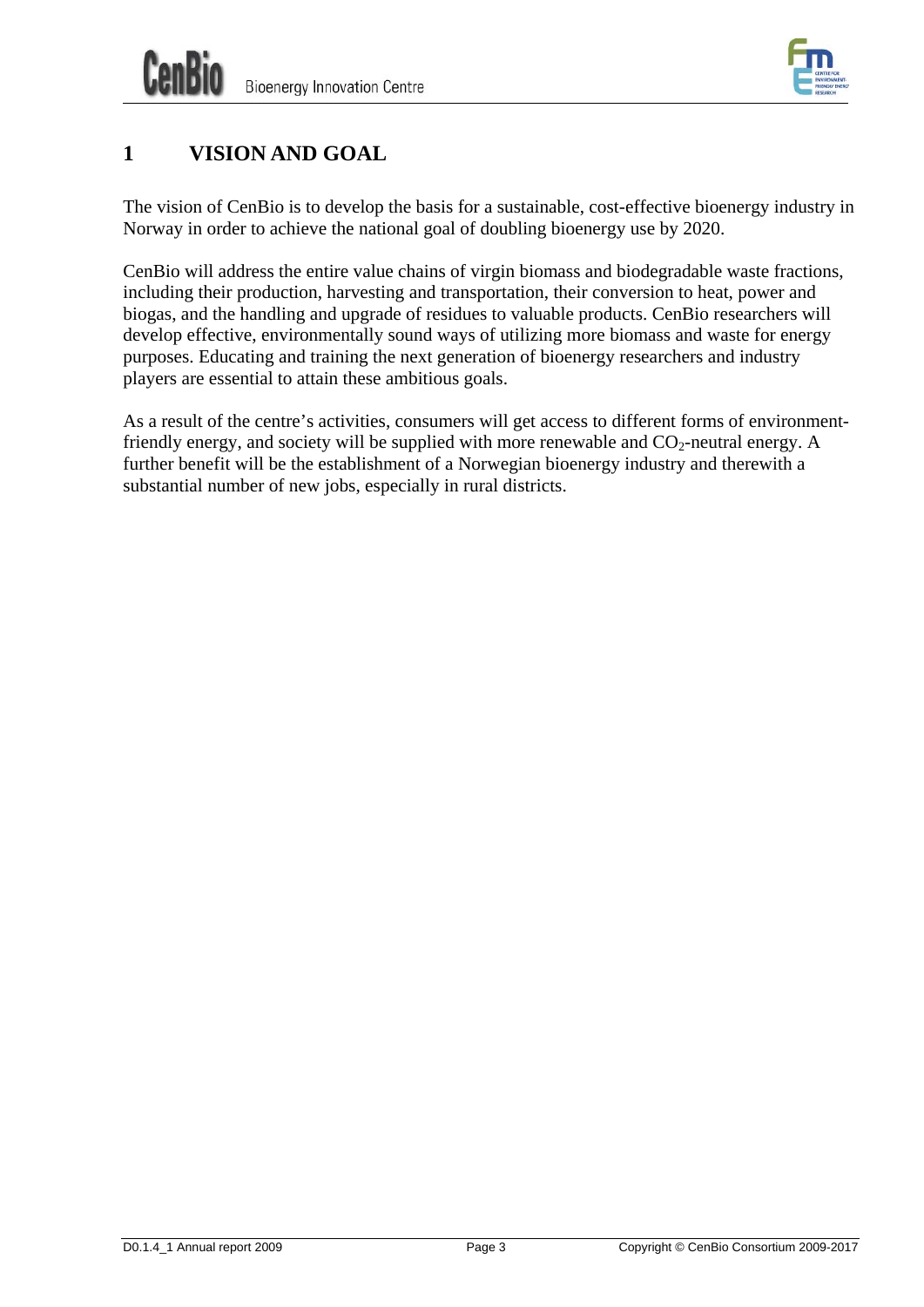# 1 VISION AND GOAL

The vision of CenBio is to develop the basis for a sustainable, cost-effective bioenergy industry in Norway in order to achieve the national goal of doubling bioenergy use by 2020.

CenBio will address the entire value chains of virgin biomass and biodegradable waste fractions, including their production, harvesting and transportation, their conversion to heat, power and biogas, and the handling and upgrade of residues to valuable products. CenBio researchers will develop effective, environmentally sound ways of utilizing more biomass and waste for energy purposes. Educating and training the next generation of bioenergy researchers and industry players are essential to attain these ambitious goals.

As a result of the centre's activities, consumers will get access to different forms of environment-friendly energy, and society will be supplied with more renewable and $CO_2$-neutral energy. A further benefit will be the establishment of a Norwegian bioenergy industry and therewith a substantial number of new jobs, especially in rural districts.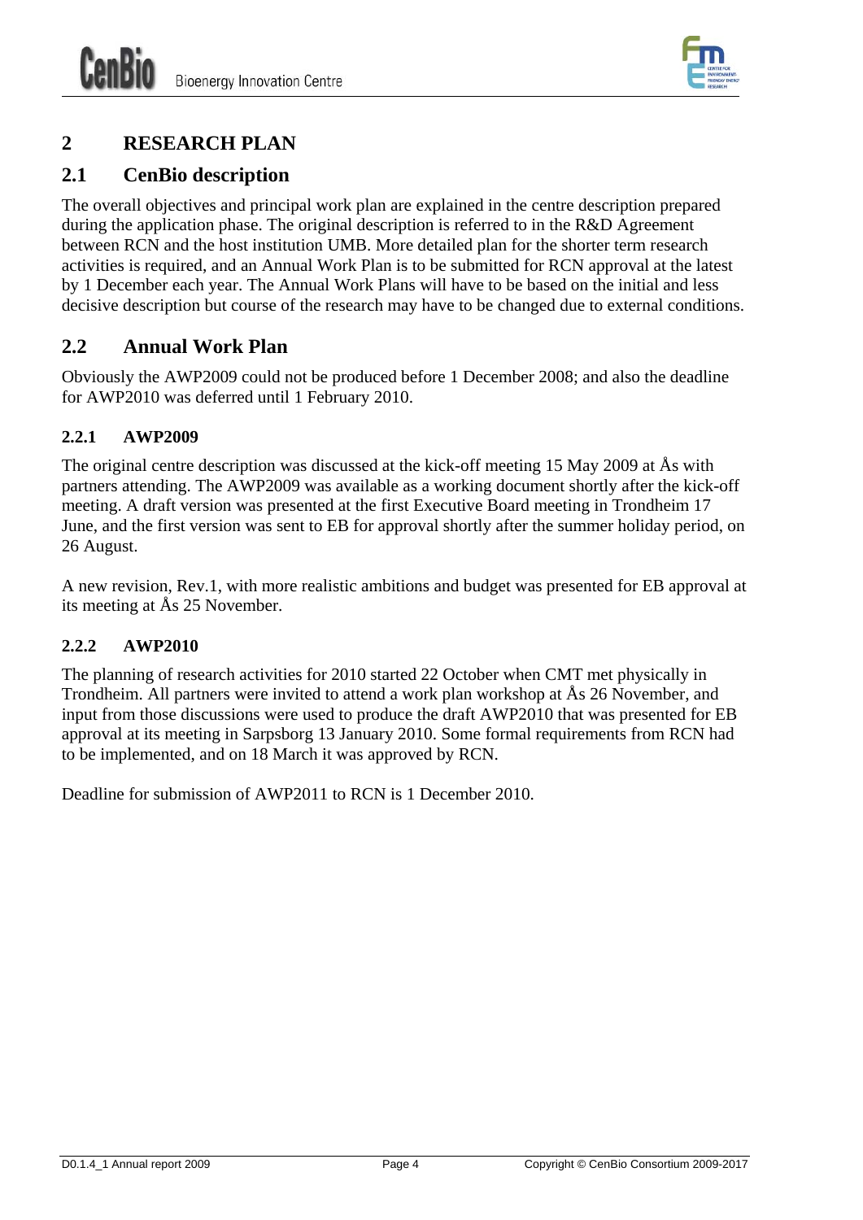# 2 RESEARCH PLAN

## 2.1 CenBio description

The overall objectives and principal work plan are explained in the centre description prepared during the application phase. The original description is referred to in the R&D Agreement between RCN and the host institution UMB. More detailed plan for the shorter term research activities is required, and an Annual Work Plan is to be submitted for RCN approval at the latest by 1 December each year. The Annual Work Plans will have to be based on the initial and less decisive description but course of the research may have to be changed due to external conditions.

## 2.2 Annual Work Plan

Obviously the AWP2009 could not be produced before 1 December 2008; and also the deadline for AWP2010 was deferred until 1 February 2010.

### 2.2.1 AWP2009

The original centre description was discussed at the kick-off meeting 15 May 2009 at Ås with partners attending. The AWP2009 was available as a working document shortly after the kick-off meeting. A draft version was presented at the first Executive Board meeting in Trondheim 17 June, and the first version was sent to EB for approval shortly after the summer holiday period, on 26 August.

A new revision, Rev.1, with more realistic ambitions and budget was presented for EB approval at its meeting at Ås 25 November.

### 2.2.2 AWP2010

The planning of research activities for 2010 started 22 October when CMT met physically in Trondheim. All partners were invited to attend a work plan workshop at Ås 26 November, and input from those discussions were used to produce the draft AWP2010 that was presented for EB approval at its meeting in Sarpsborg 13 January 2010. Some formal requirements from RCN had to be implemented, and on 18 March it was approved by RCN.

Deadline for submission of AWP2011 to RCN is 1 December 2010.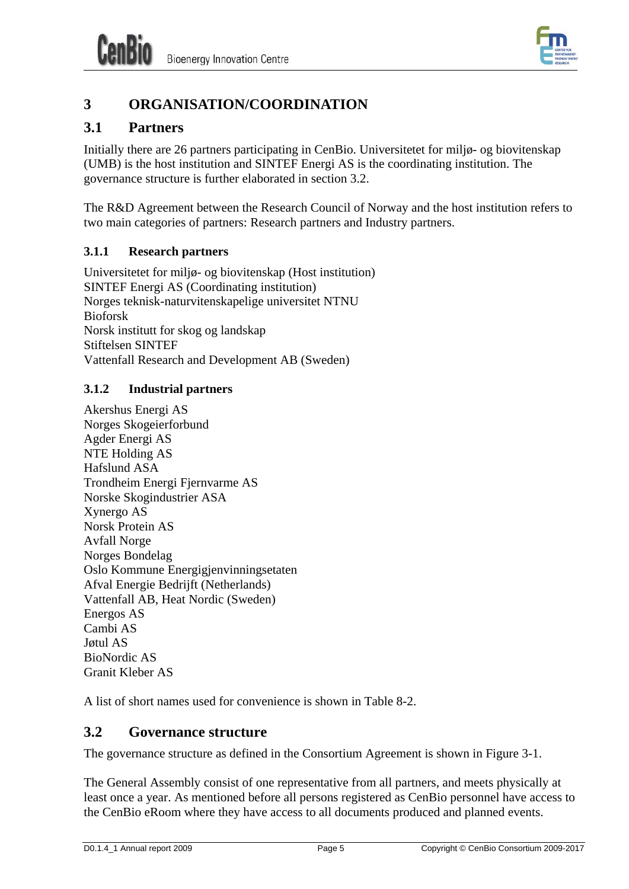# 3 ORGANISATION/COORDINATION

## 3.1 Partners

Initially there are 26 partners participating in CenBio. Universitetet for miljø- og biovitenskap (UMB) is the host institution and SINTEF Energi AS is the coordinating institution. The governance structure is further elaborated in section 3.2.

The R&D Agreement between the Research Council of Norway and the host institution refers to two main categories of partners: Research partners and Industry partners.

### 3.1.1 Research partners

Universitetet for miljø- og biovitenskap (Host institution)
SINTEF Energi AS (Coordinating institution)
Norges teknisk-naturvitenskapelige universitet NTNU
Bioforsk
Norsk institutt for skog og landskap
Stiftelsen SINTEF
Vattenfall Research and Development AB (Sweden)

### 3.1.2 Industrial partners

Akershus Energi AS
Norges Skogeierforbund
Agder Energi AS
NTE Holding AS
Hafslund ASA
Trondheim Energi Fjernvarme AS
Norske Skogindustrier ASA
Xynergo AS
Norsk Protein AS
Avfall Norge
Norges Bondelag
Oslo Kommune Energigjenvinningsetaten
Afval Energie Bedrijft (Netherlands)
Vattenfall AB, Heat Nordic (Sweden)
Energos AS
Cambi AS
Jøtul AS
BioNordic AS
Granit Kleber AS

A list of short names used for convenience is shown in Table 8-2.

## 3.2 Governance structure

The governance structure as defined in the Consortium Agreement is shown in Figure 3-1.

The General Assembly consist of one representative from all partners, and meets physically at least once a year. As mentioned before all persons registered as CenBio personnel have access to the CenBio eRoom where they have access to all documents produced and planned events.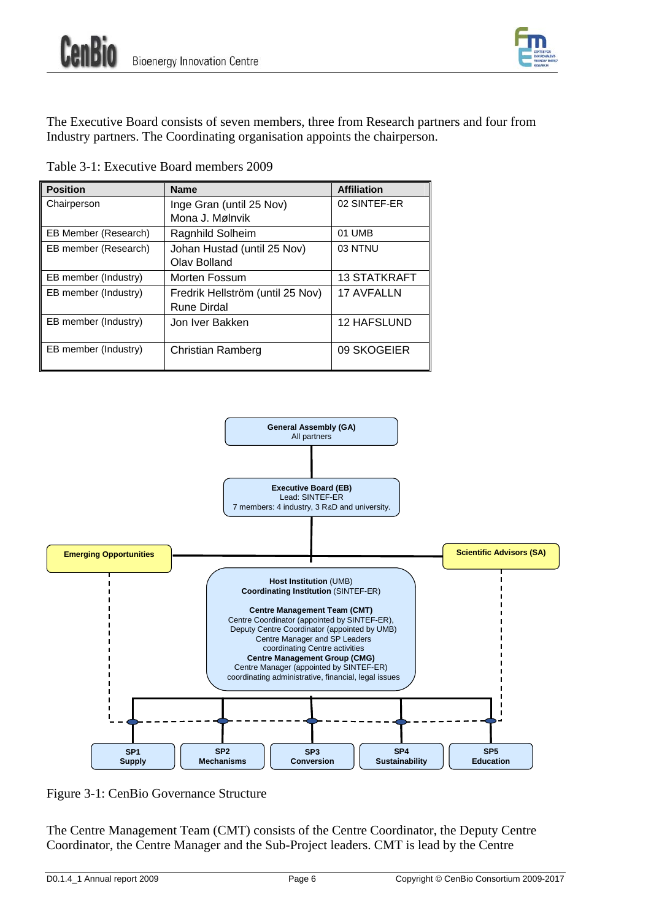The Executive Board consists of seven members, three from Research partners and four from Industry partners. The Coordinating organisation appoints the chairperson.

Table 3-1: Executive Board members 2009

| Position | Name | Affiliation |
|---|---|---|
| Chairperson | Inge Gran (until 25 Nov)<br>Mona J. Mølnvik | 02 SINTEF-ER |
| EB Member (Research) | Ragnhild Solheim | 01 UMB |
| EB member (Research) | Johan Hustad (until 25 Nov)<br>Olav Bolland | 03 NTNU |
| EB member (Industry) | Morten Fossum | 13 STATKRAFT |
| EB member (Industry) | Fredrik Hellström (until 25 Nov)<br>Rune Dirdal | 17 AVFALLN |
| EB member (Industry) | Jon Iver Bakken | 12 HAFSLUND |
| EB member (Industry) | Christian Ramberg | 09 SKOGEIER |

**General Assembly (GA)**
All partners

**Executive Board (EB)**
Lead: SINTEF-ER
7 members: 4 industry, 3 R&D and university.

**Emerging Opportunities**

**Scientific Advisors (SA)**

**Host Institution** (UMB)
**Coordinating Institution** (SINTEF-ER)

**Centre Management Team (CMT)**
Centre Coordinator (appointed by SINTEF-ER),
Deputy Centre Coordinator (appointed by UMB)
Centre Manager and SP Leaders
coordinating Centre activities
**Centre Management Group (CMG)**
Centre Manager (appointed by SINTEF-ER)
coordinating administrative, financial, legal issues

**SP1 Supply** | **SP2 Mechanisms** | **SP3 Conversion** | **SP4 Sustainability** | **SP5 Education**

Figure 3-1: CenBio Governance Structure

The Centre Management Team (CMT) consists of the Centre Coordinator, the Deputy Centre Coordinator, the Centre Manager and the Sub-Project leaders. CMT is lead by the Centre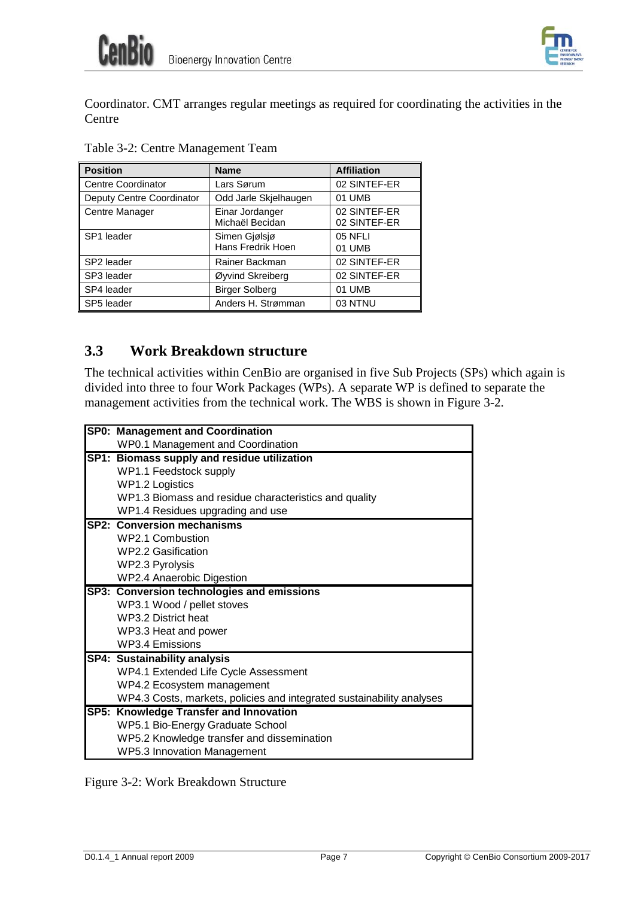Coordinator. CMT arranges regular meetings as required for coordinating the activities in the Centre

Table 3-2: Centre Management Team

| Position | Name | Affiliation |
|---|---|---|
| Centre Coordinator | Lars Sørum | 02 SINTEF-ER |
| Deputy Centre Coordinator | Odd Jarle Skjelhaugen | 01 UMB |
| Centre Manager | Einar Jordanger<br>Michaël Becidan | 02 SINTEF-ER<br>02 SINTEF-ER |
| SP1 leader | Simen Gjølsjø<br>Hans Fredrik Hoen | 05 NFLI<br>01 UMB |
| SP2 leader | Rainer Backman | 02 SINTEF-ER |
| SP3 leader | Øyvind Skreiberg | 02 SINTEF-ER |
| SP4 leader | Birger Solberg | 01 UMB |
| SP5 leader | Anders H. Strømman | 03 NTNU |

## 3.3 Work Breakdown structure

The technical activities within CenBio are organised in five Sub Projects (SPs) which again is divided into three to four Work Packages (WPs). A separate WP is defined to separate the management activities from the technical work. The WBS is shown in Figure 3-2.

| **SP0: Management and Coordination** |
|---|
| WP0.1 Management and Coordination |
| **SP1: Biomass supply and residue utilization** |
| WP1.1 Feedstock supply |
| WP1.2 Logistics |
| WP1.3 Biomass and residue characteristics and quality |
| WP1.4 Residues upgrading and use |
| **SP2: Conversion mechanisms** |
| WP2.1 Combustion |
| WP2.2 Gasification |
| WP2.3 Pyrolysis |
| WP2.4 Anaerobic Digestion |
| **SP3: Conversion technologies and emissions** |
| WP3.1 Wood / pellet stoves |
| WP3.2 District heat |
| WP3.3 Heat and power |
| WP3.4 Emissions |
| **SP4: Sustainability analysis** |
| WP4.1 Extended Life Cycle Assessment |
| WP4.2 Ecosystem management |
| WP4.3 Costs, markets, policies and integrated sustainability analyses |
| **SP5: Knowledge Transfer and Innovation** |
| WP5.1 Bio-Energy Graduate School |
| WP5.2 Knowledge transfer and dissemination |
| WP5.3 Innovation Management |

Figure 3-2: Work Breakdown Structure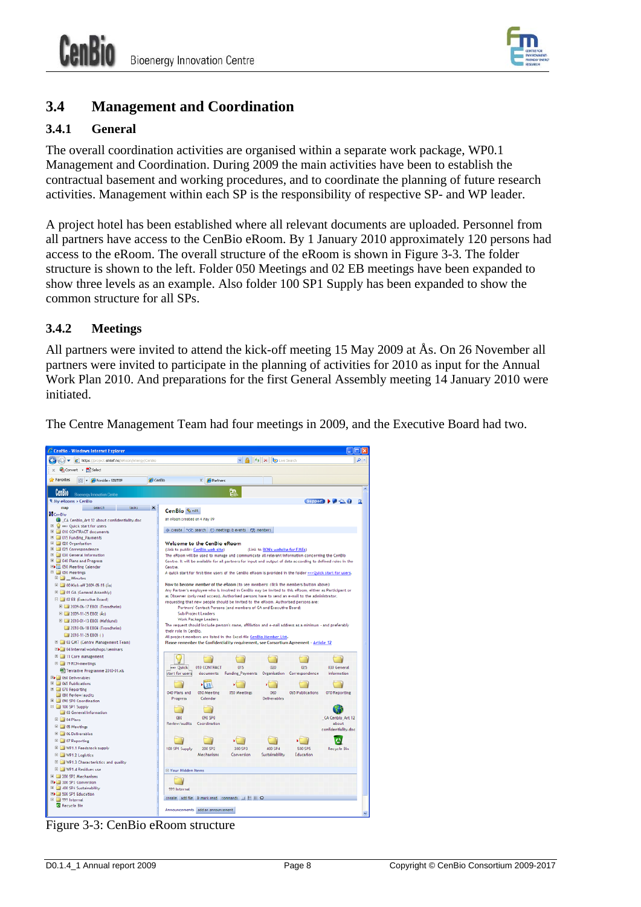## 3.4 Management and Coordination

### 3.4.1 General

The overall coordination activities are organised within a separate work package, WP0.1 Management and Coordination. During 2009 the main activities have been to establish the contractual basement and working procedures, and to coordinate the planning of future research activities. Management within each SP is the responsibility of respective SP- and WP leader.

A project hotel has been established where all relevant documents are uploaded. Personnel from all partners have access to the CenBio eRoom. By 1 January 2010 approximately 120 persons had access to the eRoom. The overall structure of the eRoom is shown in Figure 3-3. The folder structure is shown to the left. Folder 050 Meetings and 02 EB meetings have been expanded to show three levels as an example. Also folder 100 SP1 Supply has been expanded to show the common structure for all SPs.

### 3.4.2 Meetings

All partners were invited to attend the kick-off meeting 15 May 2009 at Ås. On 26 November all partners were invited to participate in the planning of activities for 2010 as input for the Annual Work Plan 2010. And preparations for the first General Assembly meeting 14 January 2010 were initiated.

The Centre Management Team had four meetings in 2009, and the Executive Board had two.

Figure 3-3: CenBio eRoom structure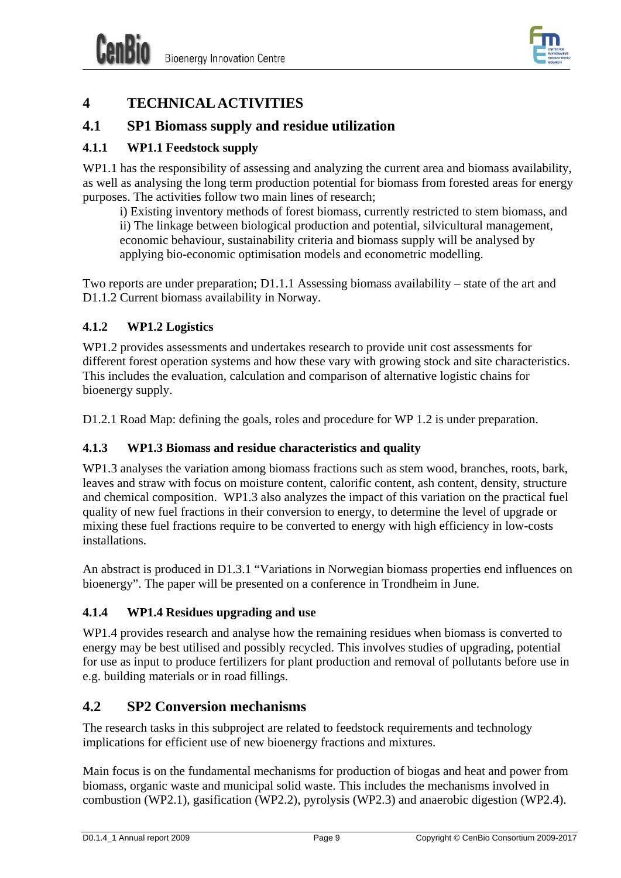# 4 TECHNICAL ACTIVITIES

## 4.1 SP1 Biomass supply and residue utilization

### 4.1.1 WP1.1 Feedstock supply

WP1.1 has the responsibility of assessing and analyzing the current area and biomass availability, as well as analysing the long term production potential for biomass from forested areas for energy purposes. The activities follow two main lines of research;

> i) Existing inventory methods of forest biomass, currently restricted to stem biomass, and
> ii) The linkage between biological production and potential, silvicultural management, economic behaviour, sustainability criteria and biomass supply will be analysed by applying bio-economic optimisation models and econometric modelling.

Two reports are under preparation; D1.1.1 Assessing biomass availability – state of the art and D1.1.2 Current biomass availability in Norway.

### 4.1.2 WP1.2 Logistics

WP1.2 provides assessments and undertakes research to provide unit cost assessments for different forest operation systems and how these vary with growing stock and site characteristics. This includes the evaluation, calculation and comparison of alternative logistic chains for bioenergy supply.

D1.2.1 Road Map: defining the goals, roles and procedure for WP 1.2 is under preparation.

### 4.1.3 WP1.3 Biomass and residue characteristics and quality

WP1.3 analyses the variation among biomass fractions such as stem wood, branches, roots, bark, leaves and straw with focus on moisture content, calorific content, ash content, density, structure and chemical composition. WP1.3 also analyzes the impact of this variation on the practical fuel quality of new fuel fractions in their conversion to energy, to determine the level of upgrade or mixing these fuel fractions require to be converted to energy with high efficiency in low-costs installations.

An abstract is produced in D1.3.1 "Variations in Norwegian biomass properties end influences on bioenergy". The paper will be presented on a conference in Trondheim in June.

### 4.1.4 WP1.4 Residues upgrading and use

WP1.4 provides research and analyse how the remaining residues when biomass is converted to energy may be best utilised and possibly recycled. This involves studies of upgrading, potential for use as input to produce fertilizers for plant production and removal of pollutants before use in e.g. building materials or in road fillings.

## 4.2 SP2 Conversion mechanisms

The research tasks in this subproject are related to feedstock requirements and technology implications for efficient use of new bioenergy fractions and mixtures.

Main focus is on the fundamental mechanisms for production of biogas and heat and power from biomass, organic waste and municipal solid waste. This includes the mechanisms involved in combustion (WP2.1), gasification (WP2.2), pyrolysis (WP2.3) and anaerobic digestion (WP2.4).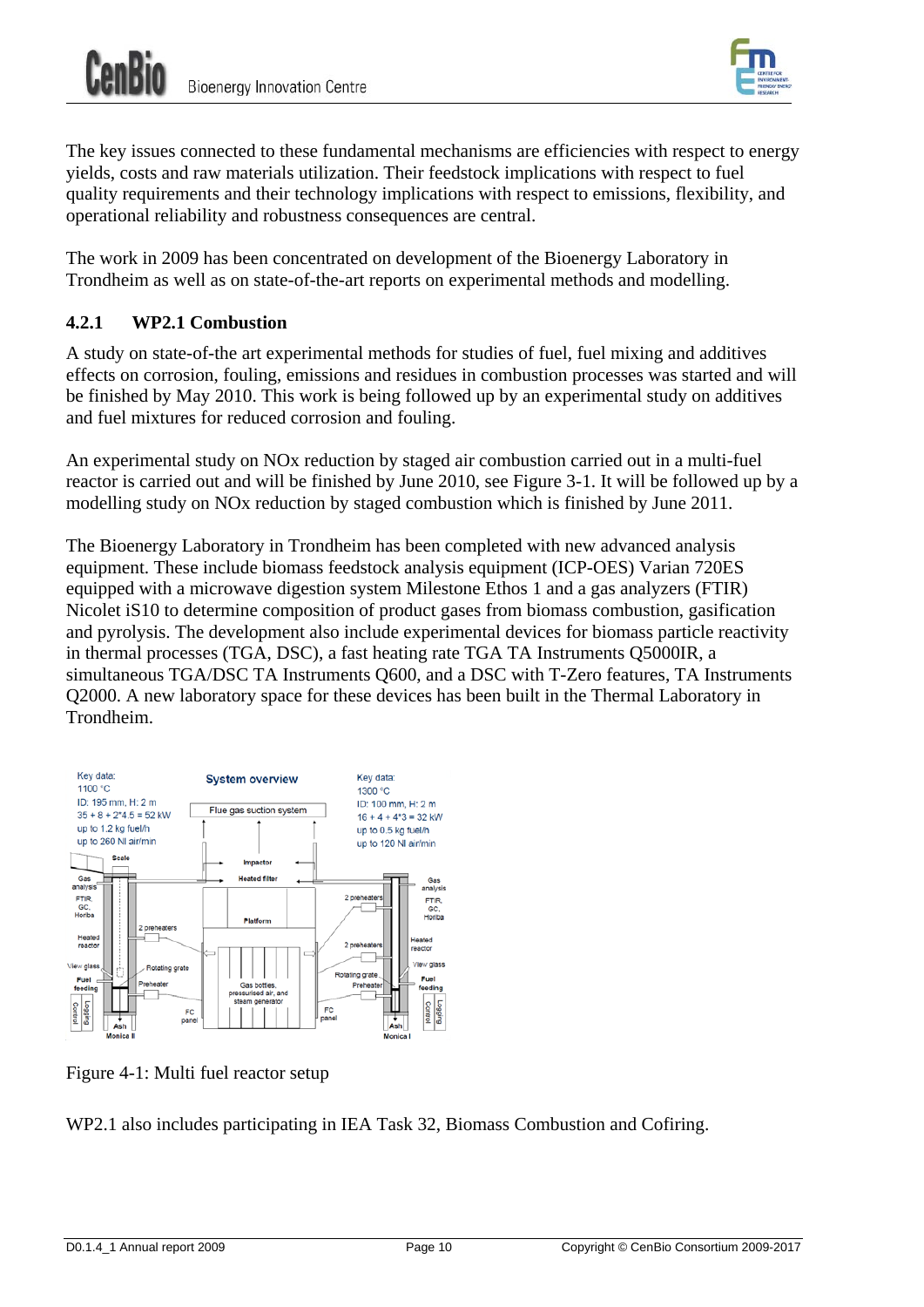The key issues connected to these fundamental mechanisms are efficiencies with respect to energy yields, costs and raw materials utilization. Their feedstock implications with respect to fuel quality requirements and their technology implications with respect to emissions, flexibility, and operational reliability and robustness consequences are central.

The work in 2009 has been concentrated on development of the Bioenergy Laboratory in Trondheim as well as on state-of-the-art reports on experimental methods and modelling.

### 4.2.1 WP2.1 Combustion

A study on state-of-the art experimental methods for studies of fuel, fuel mixing and additives effects on corrosion, fouling, emissions and residues in combustion processes was started and will be finished by May 2010. This work is being followed up by an experimental study on additives and fuel mixtures for reduced corrosion and fouling.

An experimental study on NOx reduction by staged air combustion carried out in a multi-fuel reactor is carried out and will be finished by June 2010, see Figure 3-1. It will be followed up by a modelling study on NOx reduction by staged combustion which is finished by June 2011.

The Bioenergy Laboratory in Trondheim has been completed with new advanced analysis equipment. These include biomass feedstock analysis equipment (ICP-OES) Varian 720ES equipped with a microwave digestion system Milestone Ethos 1 and a gas analyzers (FTIR) Nicolet iS10 to determine composition of product gases from biomass combustion, gasification and pyrolysis. The development also include experimental devices for biomass particle reactivity in thermal processes (TGA, DSC), a fast heating rate TGA TA Instruments Q5000IR, a simultaneous TGA/DSC TA Instruments Q600, and a DSC with T-Zero features, TA Instruments Q2000. A new laboratory space for these devices has been built in the Thermal Laboratory in Trondheim.

Figure 4-1: Multi fuel reactor setup

WP2.1 also includes participating in IEA Task 32, Biomass Combustion and Cofiring.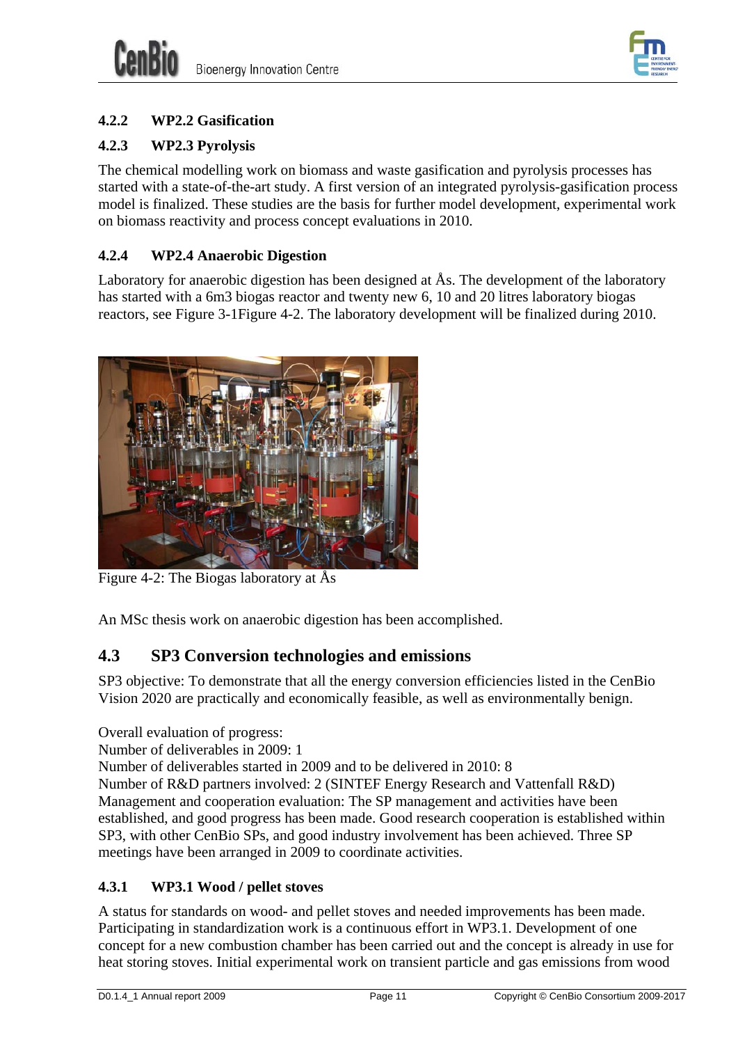#### 4.2.2 WP2.2 Gasification

#### 4.2.3 WP2.3 Pyrolysis

The chemical modelling work on biomass and waste gasification and pyrolysis processes has started with a state-of-the-art study. A first version of an integrated pyrolysis-gasification process model is finalized. These studies are the basis for further model development, experimental work on biomass reactivity and process concept evaluations in 2010.

#### 4.2.4 WP2.4 Anaerobic Digestion

Laboratory for anaerobic digestion has been designed at Ås. The development of the laboratory has started with a 6m3 biogas reactor and twenty new 6, 10 and 20 litres laboratory biogas reactors, see Figure 3-1Figure 4-2. The laboratory development will be finalized during 2010.

Figure 4-2: The Biogas laboratory at Ås

An MSc thesis work on anaerobic digestion has been accomplished.

### 4.3 SP3 Conversion technologies and emissions

SP3 objective: To demonstrate that all the energy conversion efficiencies listed in the CenBio Vision 2020 are practically and economically feasible, as well as environmentally benign.

Overall evaluation of progress:
Number of deliverables in 2009: 1
Number of deliverables started in 2009 and to be delivered in 2010: 8
Number of R&D partners involved: 2 (SINTEF Energy Research and Vattenfall R&D)
Management and cooperation evaluation: The SP management and activities have been established, and good progress has been made. Good research cooperation is established within SP3, with other CenBio SPs, and good industry involvement has been achieved. Three SP meetings have been arranged in 2009 to coordinate activities.

#### 4.3.1 WP3.1 Wood / pellet stoves

A status for standards on wood- and pellet stoves and needed improvements has been made. Participating in standardization work is a continuous effort in WP3.1. Development of one concept for a new combustion chamber has been carried out and the concept is already in use for heat storing stoves. Initial experimental work on transient particle and gas emissions from wood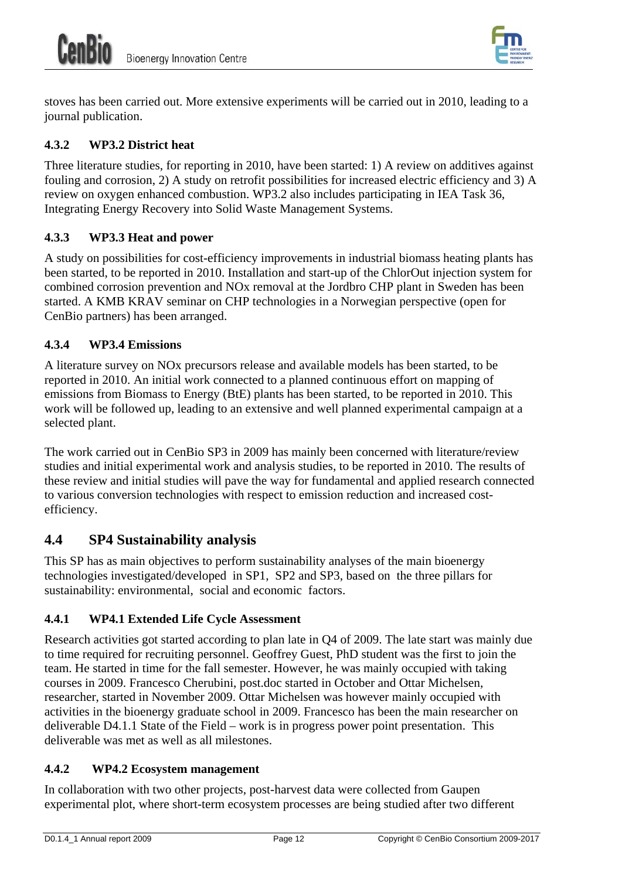stoves has been carried out. More extensive experiments will be carried out in 2010, leading to a journal publication.

### 4.3.2 WP3.2 District heat

Three literature studies, for reporting in 2010, have been started: 1) A review on additives against fouling and corrosion, 2) A study on retrofit possibilities for increased electric efficiency and 3) A review on oxygen enhanced combustion. WP3.2 also includes participating in IEA Task 36, Integrating Energy Recovery into Solid Waste Management Systems.

### 4.3.3 WP3.3 Heat and power

A study on possibilities for cost-efficiency improvements in industrial biomass heating plants has been started, to be reported in 2010. Installation and start-up of the ChlorOut injection system for combined corrosion prevention and NOx removal at the Jordbro CHP plant in Sweden has been started. A KMB KRAV seminar on CHP technologies in a Norwegian perspective (open for CenBio partners) has been arranged.

### 4.3.4 WP3.4 Emissions

A literature survey on NOx precursors release and available models has been started, to be reported in 2010. An initial work connected to a planned continuous effort on mapping of emissions from Biomass to Energy (BtE) plants has been started, to be reported in 2010. This work will be followed up, leading to an extensive and well planned experimental campaign at a selected plant.

The work carried out in CenBio SP3 in 2009 has mainly been concerned with literature/review studies and initial experimental work and analysis studies, to be reported in 2010. The results of these review and initial studies will pave the way for fundamental and applied research connected to various conversion technologies with respect to emission reduction and increased cost-efficiency.

## 4.4 SP4 Sustainability analysis

This SP has as main objectives to perform sustainability analyses of the main bioenergy technologies investigated/developed in SP1, SP2 and SP3, based on the three pillars for sustainability: environmental, social and economic factors.

### 4.4.1 WP4.1 Extended Life Cycle Assessment

Research activities got started according to plan late in Q4 of 2009. The late start was mainly due to time required for recruiting personnel. Geoffrey Guest, PhD student was the first to join the team. He started in time for the fall semester. However, he was mainly occupied with taking courses in 2009. Francesco Cherubini, post.doc started in October and Ottar Michelsen, researcher, started in November 2009. Ottar Michelsen was however mainly occupied with activities in the bioenergy graduate school in 2009. Francesco has been the main researcher on deliverable D4.1.1 State of the Field – work is in progress power point presentation. This deliverable was met as well as all milestones.

### 4.4.2 WP4.2 Ecosystem management

In collaboration with two other projects, post-harvest data were collected from Gaupen experimental plot, where short-term ecosystem processes are being studied after two different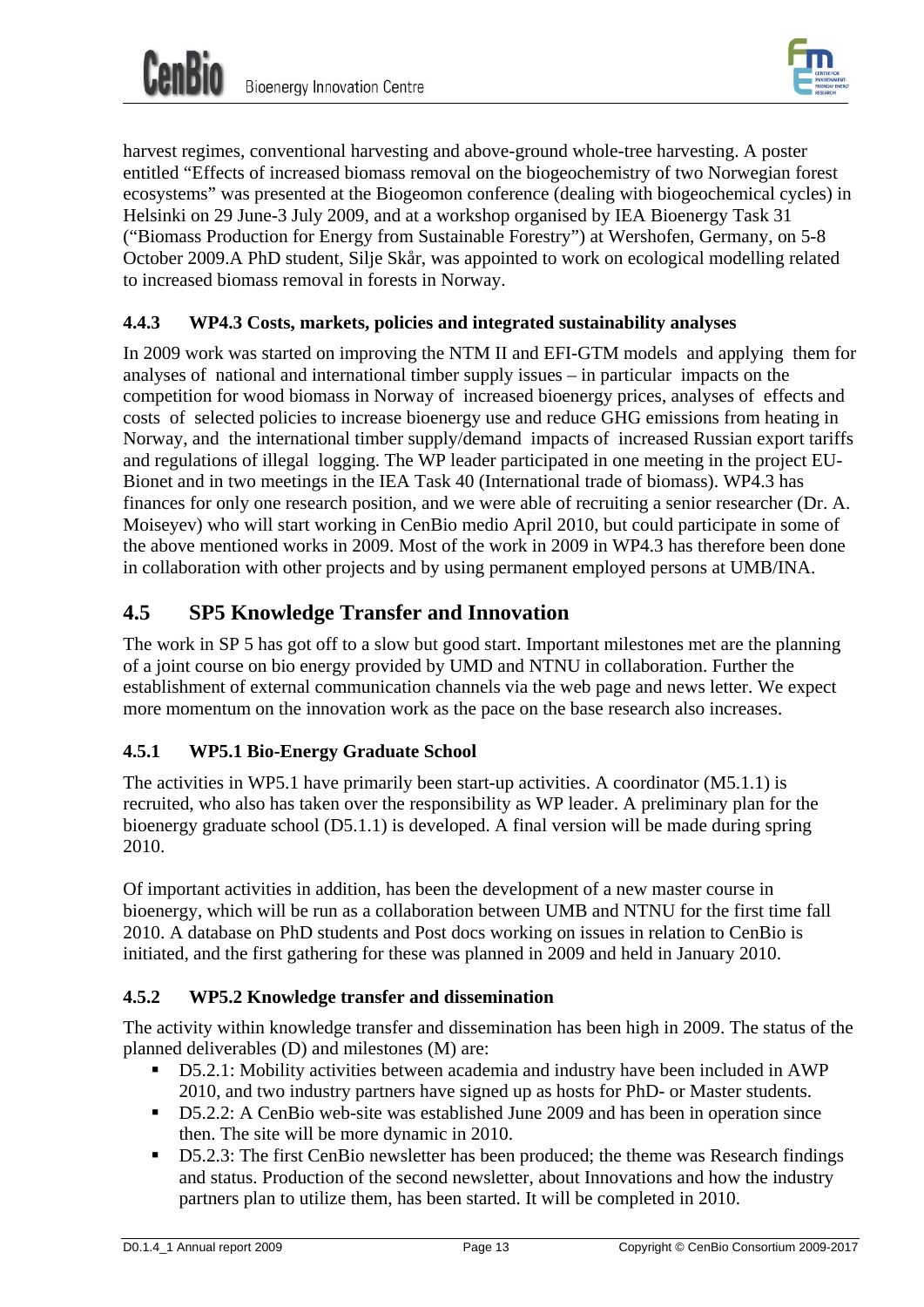harvest regimes, conventional harvesting and above-ground whole-tree harvesting. A poster entitled "Effects of increased biomass removal on the biogeochemistry of two Norwegian forest ecosystems" was presented at the Biogeomon conference (dealing with biogeochemical cycles) in Helsinki on 29 June-3 July 2009, and at a workshop organised by IEA Bioenergy Task 31 ("Biomass Production for Energy from Sustainable Forestry") at Wershofen, Germany, on 5-8 October 2009.A PhD student, Silje Skår, was appointed to work on ecological modelling related to increased biomass removal in forests in Norway.

### 4.4.3 WP4.3 Costs, markets, policies and integrated sustainability analyses

In 2009 work was started on improving the NTM II and EFI-GTM models and applying them for analyses of national and international timber supply issues – in particular impacts on the competition for wood biomass in Norway of increased bioenergy prices, analyses of effects and costs of selected policies to increase bioenergy use and reduce GHG emissions from heating in Norway, and the international timber supply/demand impacts of increased Russian export tariffs and regulations of illegal logging. The WP leader participated in one meeting in the project EU-Bionet and in two meetings in the IEA Task 40 (International trade of biomass). WP4.3 has finances for only one research position, and we were able of recruiting a senior researcher (Dr. A. Moiseyev) who will start working in CenBio medio April 2010, but could participate in some of the above mentioned works in 2009. Most of the work in 2009 in WP4.3 has therefore been done in collaboration with other projects and by using permanent employed persons at UMB/INA.

## 4.5 SP5 Knowledge Transfer and Innovation

The work in SP 5 has got off to a slow but good start. Important milestones met are the planning of a joint course on bio energy provided by UMD and NTNU in collaboration. Further the establishment of external communication channels via the web page and news letter. We expect more momentum on the innovation work as the pace on the base research also increases.

### 4.5.1 WP5.1 Bio-Energy Graduate School

The activities in WP5.1 have primarily been start-up activities. A coordinator (M5.1.1) is recruited, who also has taken over the responsibility as WP leader. A preliminary plan for the bioenergy graduate school (D5.1.1) is developed. A final version will be made during spring 2010.

Of important activities in addition, has been the development of a new master course in bioenergy, which will be run as a collaboration between UMB and NTNU for the first time fall 2010. A database on PhD students and Post docs working on issues in relation to CenBio is initiated, and the first gathering for these was planned in 2009 and held in January 2010.

### 4.5.2 WP5.2 Knowledge transfer and dissemination

The activity within knowledge transfer and dissemination has been high in 2009. The status of the planned deliverables (D) and milestones (M) are:

- D5.2.1: Mobility activities between academia and industry have been included in AWP 2010, and two industry partners have signed up as hosts for PhD- or Master students.
- D5.2.2: A CenBio web-site was established June 2009 and has been in operation since then. The site will be more dynamic in 2010.
- D5.2.3: The first CenBio newsletter has been produced; the theme was Research findings and status. Production of the second newsletter, about Innovations and how the industry partners plan to utilize them, has been started. It will be completed in 2010.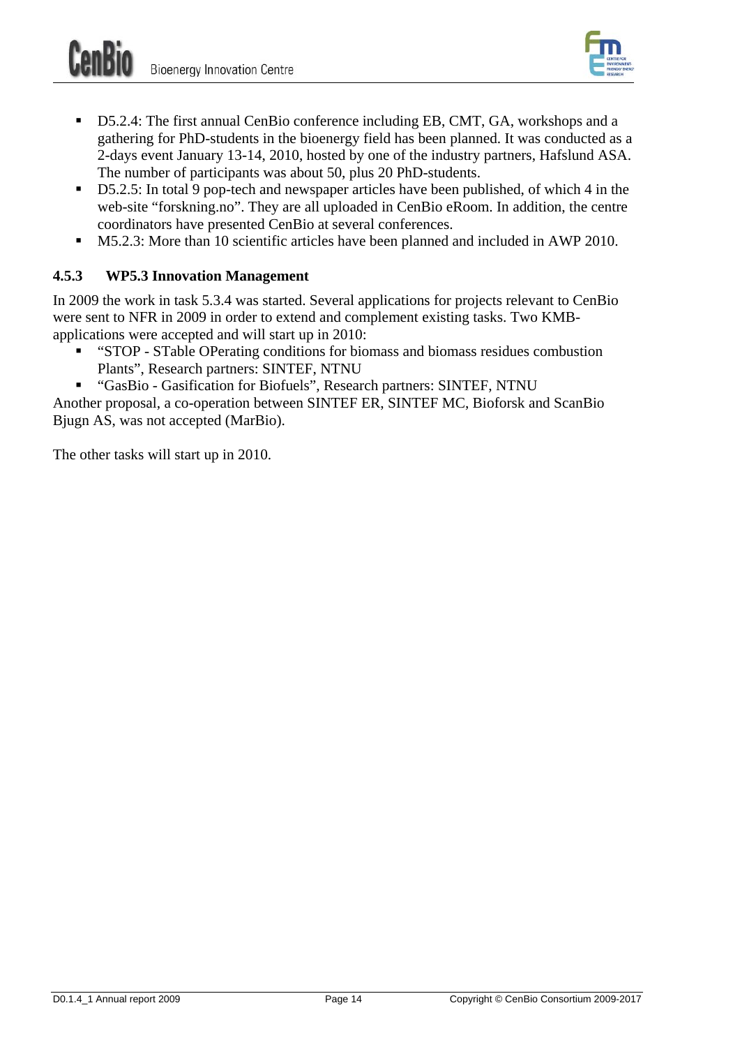- D5.2.4: The first annual CenBio conference including EB, CMT, GA, workshops and a gathering for PhD-students in the bioenergy field has been planned. It was conducted as a 2-days event January 13-14, 2010, hosted by one of the industry partners, Hafslund ASA. The number of participants was about 50, plus 20 PhD-students.
- D5.2.5: In total 9 pop-tech and newspaper articles have been published, of which 4 in the web-site "forskning.no". They are all uploaded in CenBio eRoom. In addition, the centre coordinators have presented CenBio at several conferences.
- M5.2.3: More than 10 scientific articles have been planned and included in AWP 2010.

### 4.5.3 WP5.3 Innovation Management

In 2009 the work in task 5.3.4 was started. Several applications for projects relevant to CenBio were sent to NFR in 2009 in order to extend and complement existing tasks. Two KMB-applications were accepted and will start up in 2010:

- "STOP - STable OPerating conditions for biomass and biomass residues combustion Plants", Research partners: SINTEF, NTNU
- "GasBio - Gasification for Biofuels", Research partners: SINTEF, NTNU

Another proposal, a co-operation between SINTEF ER, SINTEF MC, Bioforsk and ScanBio Bjugn AS, was not accepted (MarBio).

The other tasks will start up in 2010.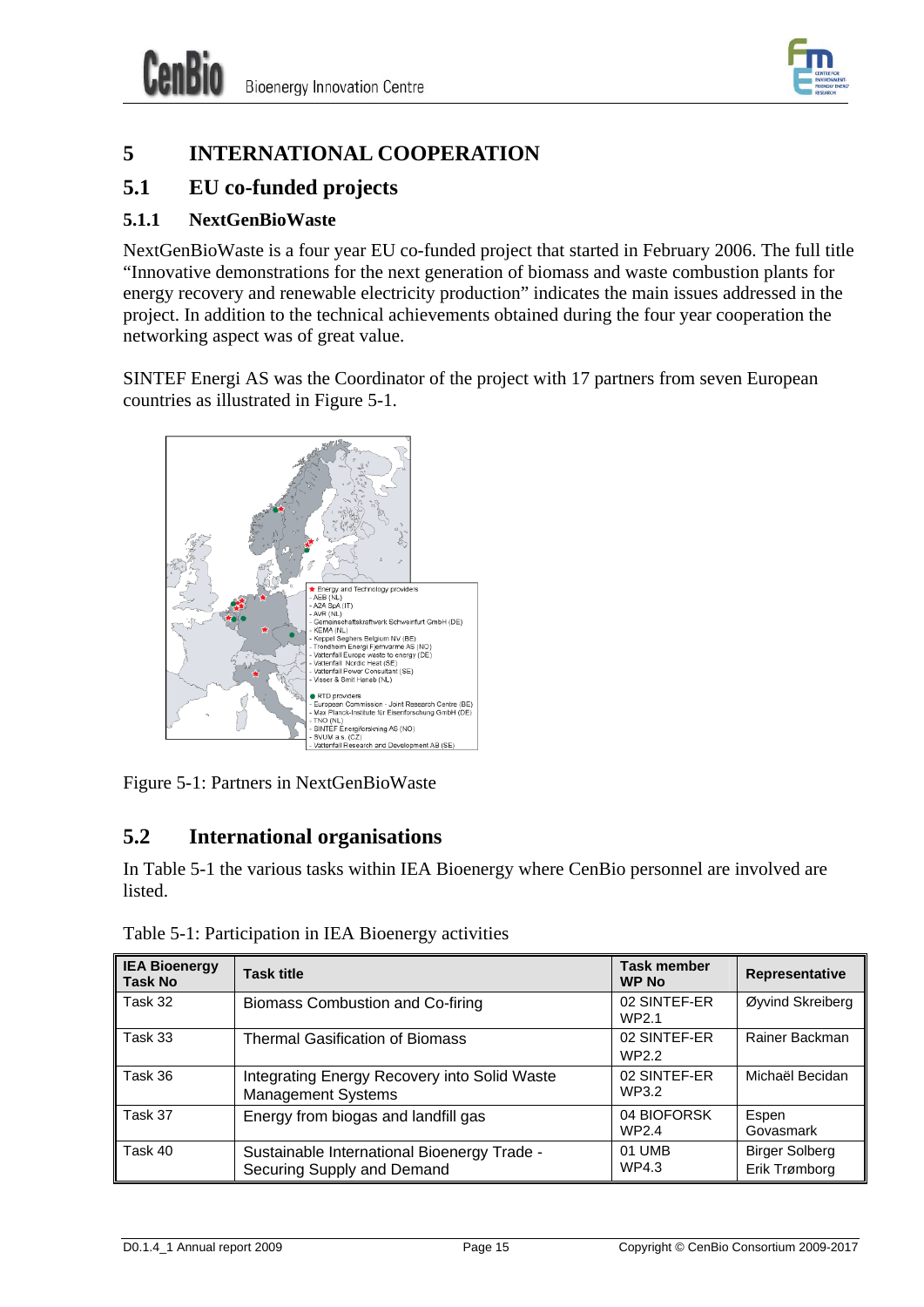# 5 INTERNATIONAL COOPERATION

## 5.1 EU co-funded projects

### 5.1.1 NextGenBioWaste

NextGenBioWaste is a four year EU co-funded project that started in February 2006. The full title "Innovative demonstrations for the next generation of biomass and waste combustion plants for energy recovery and renewable electricity production" indicates the main issues addressed in the project. In addition to the technical achievements obtained during the four year cooperation the networking aspect was of great value.

SINTEF Energi AS was the Coordinator of the project with 17 partners from seven European countries as illustrated in Figure 5-1.

★ Energy and Technology providers
- AEB (NL)
- A2A SpA (IT)
- AVR (NL)
- Gemeinschaftskraftwerk Schweinfurt GmbH (DE)
- KEMA (NL)
- Keppel Seghers Belgium NV (BE)
- Trondheim Energi Fjernvarme AS (NO)
- Vattenfall Europe waste to energy (DE)
- Vattenfall Nordic Heat (SE)
- Vattenfall Power Consultant (SE)
- Visser & Smit Hanab (NL)

● RTD providers
- European Commission - Joint Research Centre (BE)
- Max Planck-Institute für Eisenforschung GmbH (DE)
- TNO (NL)
- SINTEF Energiforskning AS (NO)
- SVUM a.s. (CZ)
- Vattenfall Research and Development AB (SE)

Figure 5-1: Partners in NextGenBioWaste

## 5.2 International organisations

In Table 5-1 the various tasks within IEA Bioenergy where CenBio personnel are involved are listed.

Table 5-1: Participation in IEA Bioenergy activities

| IEA Bioenergy Task No | Task title | Task member WP No | Representative |
|---|---|---|---|
| Task 32 | Biomass Combustion and Co-firing | 02 SINTEF-ER WP2.1 | Øyvind Skreiberg |
| Task 33 | Thermal Gasification of Biomass | 02 SINTEF-ER WP2.2 | Rainer Backman |
| Task 36 | Integrating Energy Recovery into Solid Waste Management Systems | 02 SINTEF-ER WP3.2 | Michaël Becidan |
| Task 37 | Energy from biogas and landfill gas | 04 BIOFORSK WP2.4 | Espen Govasmark |
| Task 40 | Sustainable International Bioenergy Trade - Securing Supply and Demand | 01 UMB WP4.3 | Birger Solberg Erik Trømborg |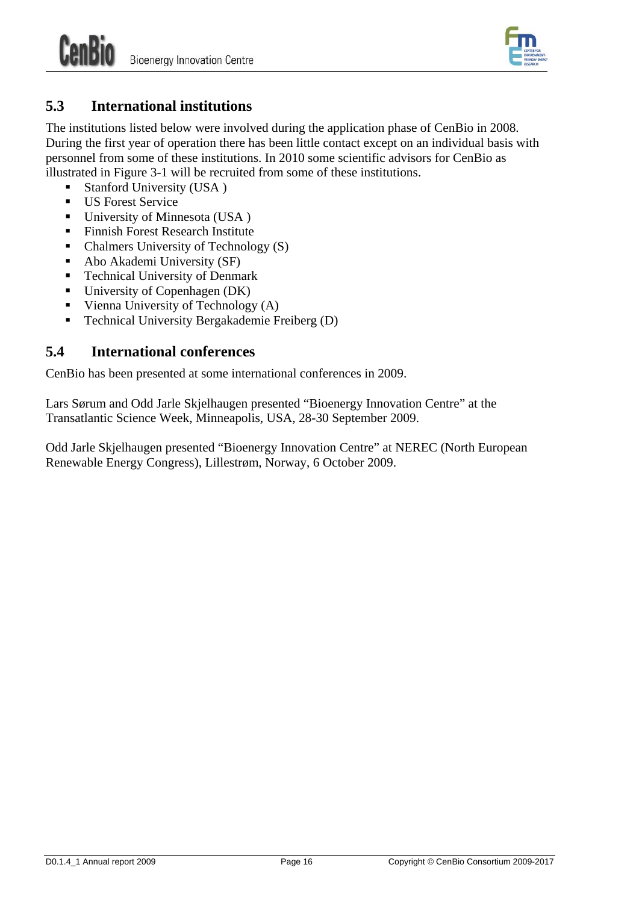## 5.3 International institutions

The institutions listed below were involved during the application phase of CenBio in 2008. During the first year of operation there has been little contact except on an individual basis with personnel from some of these institutions. In 2010 some scientific advisors for CenBio as illustrated in Figure 3-1 will be recruited from some of these institutions.

- Stanford University (USA )
- US Forest Service
- University of Minnesota (USA )
- Finnish Forest Research Institute
- Chalmers University of Technology (S)
- Abo Akademi University (SF)
- Technical University of Denmark
- University of Copenhagen (DK)
- Vienna University of Technology (A)
- Technical University Bergakademie Freiberg (D)

## 5.4 International conferences

CenBio has been presented at some international conferences in 2009.

Lars Sørum and Odd Jarle Skjelhaugen presented “Bioenergy Innovation Centre” at the Transatlantic Science Week, Minneapolis, USA, 28-30 September 2009.

Odd Jarle Skjelhaugen presented “Bioenergy Innovation Centre” at NEREC (North European Renewable Energy Congress), Lillestrøm, Norway, 6 October 2009.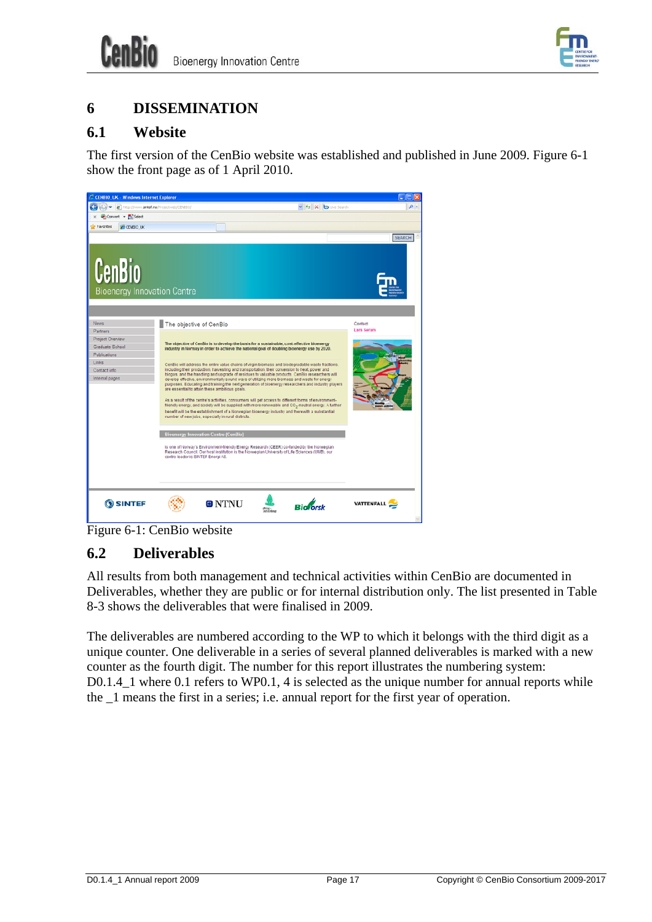# 6 DISSEMINATION

## 6.1 Website

The first version of the CenBio website was established and published in June 2009. Figure 6-1 show the front page as of 1 April 2010.

Figure 6-1: CenBio website

## 6.2 Deliverables

All results from both management and technical activities within CenBio are documented in Deliverables, whether they are public or for internal distribution only. The list presented in Table 8-3 shows the deliverables that were finalised in 2009.

The deliverables are numbered according to the WP to which it belongs with the third digit as a unique counter. One deliverable in a series of several planned deliverables is marked with a new counter as the fourth digit. The number for this report illustrates the numbering system: D0.1.4_1 where 0.1 refers to WP0.1, 4 is selected as the unique number for annual reports while the _1 means the first in a series; i.e. annual report for the first year of operation.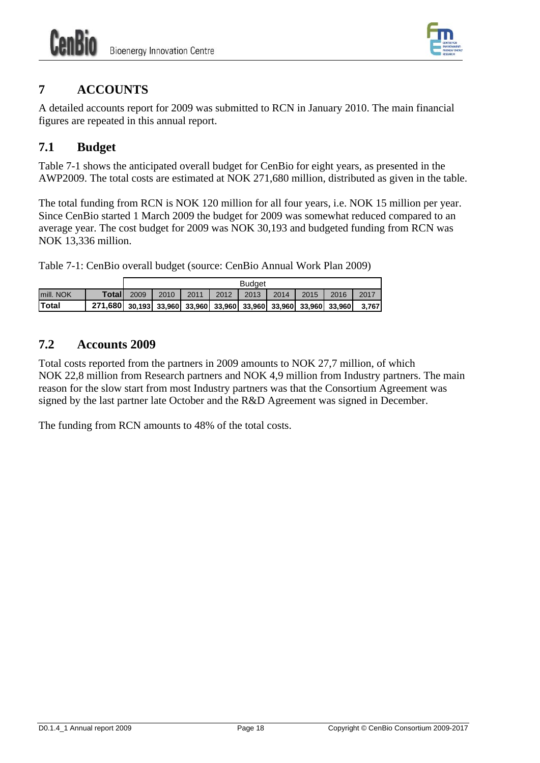# 7 ACCOUNTS

A detailed accounts report for 2009 was submitted to RCN in January 2010. The main financial figures are repeated in this annual report.

## 7.1 Budget

Table 7-1 shows the anticipated overall budget for CenBio for eight years, as presented in the AWP2009. The total costs are estimated at NOK 271,680 million, distributed as given in the table.

The total funding from RCN is NOK 120 million for all four years, i.e. NOK 15 million per year. Since CenBio started 1 March 2009 the budget for 2009 was somewhat reduced compared to an average year. The cost budget for 2009 was NOK 30,193 and budgeted funding from RCN was NOK 13,336 million.

Table 7-1: CenBio overall budget (source: CenBio Annual Work Plan 2009)

| | | Budget | | | | | | | | |
|---|---|---|---|---|---|---|---|---|---|---|
| mill. NOK | **Total** | 2009 | 2010 | 2011 | 2012 | 2013 | 2014 | 2015 | 2016 | 2017 |
| **Total** | **271,680** | **30,193** | **33,960** | **33,960** | **33,960** | **33,960** | **33,960** | **33,960** | **33,960** | **3,767** |

## 7.2 Accounts 2009

Total costs reported from the partners in 2009 amounts to NOK 27,7 million, of which NOK 22,8 million from Research partners and NOK 4,9 million from Industry partners. The main reason for the slow start from most Industry partners was that the Consortium Agreement was signed by the last partner late October and the R&D Agreement was signed in December.

The funding from RCN amounts to 48% of the total costs.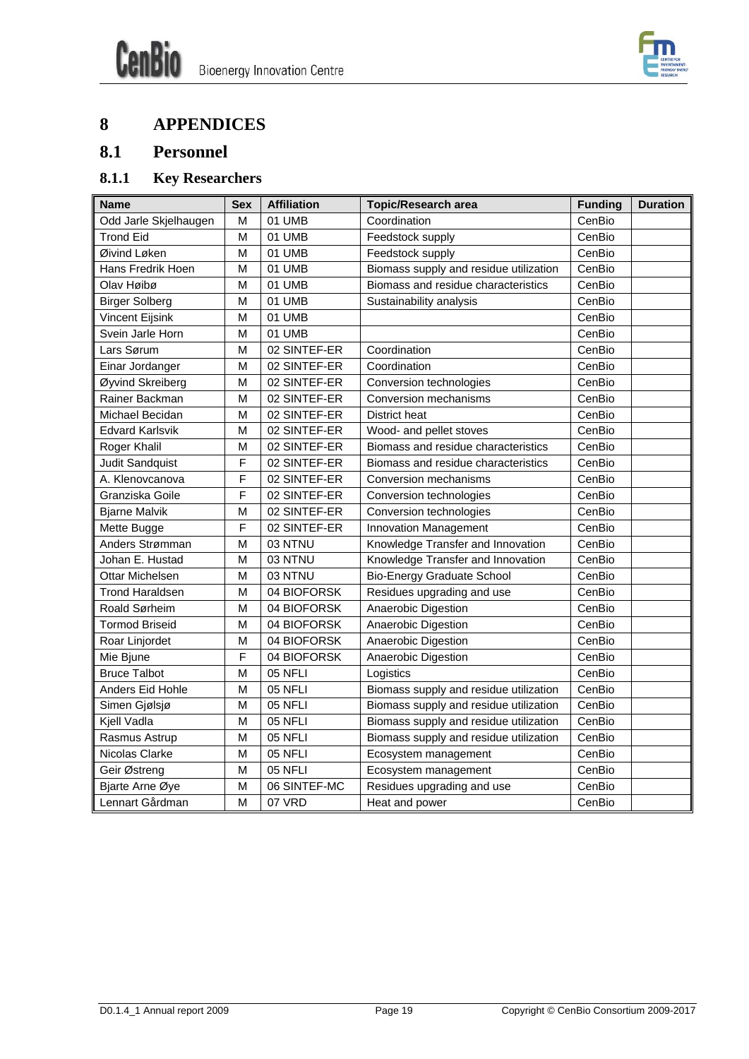# 8 APPENDICES

## 8.1 Personnel

### 8.1.1 Key Researchers

| Name | Sex | Affiliation | Topic/Research area | Funding | Duration |
|---|---|---|---|---|---|
| Odd Jarle Skjelhaugen | M | 01 UMB | Coordination | CenBio | |
| Trond Eid | M | 01 UMB | Feedstock supply | CenBio | |
| Øivind Løken | M | 01 UMB | Feedstock supply | CenBio | |
| Hans Fredrik Hoen | M | 01 UMB | Biomass supply and residue utilization | CenBio | |
| Olav Høibø | M | 01 UMB | Biomass and residue characteristics | CenBio | |
| Birger Solberg | M | 01 UMB | Sustainability analysis | CenBio | |
| Vincent Eijsink | M | 01 UMB | | CenBio | |
| Svein Jarle Horn | M | 01 UMB | | CenBio | |
| Lars Sørum | M | 02 SINTEF-ER | Coordination | CenBio | |
| Einar Jordanger | M | 02 SINTEF-ER | Coordination | CenBio | |
| Øyvind Skreiberg | M | 02 SINTEF-ER | Conversion technologies | CenBio | |
| Rainer Backman | M | 02 SINTEF-ER | Conversion mechanisms | CenBio | |
| Michael Becidan | M | 02 SINTEF-ER | District heat | CenBio | |
| Edvard Karlsvik | M | 02 SINTEF-ER | Wood- and pellet stoves | CenBio | |
| Roger Khalil | M | 02 SINTEF-ER | Biomass and residue characteristics | CenBio | |
| Judit Sandquist | F | 02 SINTEF-ER | Biomass and residue characteristics | CenBio | |
| A. Klenovcanova | F | 02 SINTEF-ER | Conversion mechanisms | CenBio | |
| Granziska Goile | F | 02 SINTEF-ER | Conversion technologies | CenBio | |
| Bjarne Malvik | M | 02 SINTEF-ER | Conversion technologies | CenBio | |
| Mette Bugge | F | 02 SINTEF-ER | Innovation Management | CenBio | |
| Anders Strømman | M | 03 NTNU | Knowledge Transfer and Innovation | CenBio | |
| Johan E. Hustad | M | 03 NTNU | Knowledge Transfer and Innovation | CenBio | |
| Ottar Michelsen | M | 03 NTNU | Bio-Energy Graduate School | CenBio | |
| Trond Haraldsen | M | 04 BIOFORSK | Residues upgrading and use | CenBio | |
| Roald Sørheim | M | 04 BIOFORSK | Anaerobic Digestion | CenBio | |
| Tormod Briseid | M | 04 BIOFORSK | Anaerobic Digestion | CenBio | |
| Roar Linjordet | M | 04 BIOFORSK | Anaerobic Digestion | CenBio | |
| Mie Bjune | F | 04 BIOFORSK | Anaerobic Digestion | CenBio | |
| Bruce Talbot | M | 05 NFLI | Logistics | CenBio | |
| Anders Eid Hohle | M | 05 NFLI | Biomass supply and residue utilization | CenBio | |
| Simen Gjølsjø | M | 05 NFLI | Biomass supply and residue utilization | CenBio | |
| Kjell Vadla | M | 05 NFLI | Biomass supply and residue utilization | CenBio | |
| Rasmus Astrup | M | 05 NFLI | Biomass supply and residue utilization | CenBio | |
| Nicolas Clarke | M | 05 NFLI | Ecosystem management | CenBio | |
| Geir Østreng | M | 05 NFLI | Ecosystem management | CenBio | |
| Bjarte Arne Øye | M | 06 SINTEF-MC | Residues upgrading and use | CenBio | |
| Lennart Gårdman | M | 07 VRD | Heat and power | CenBio | |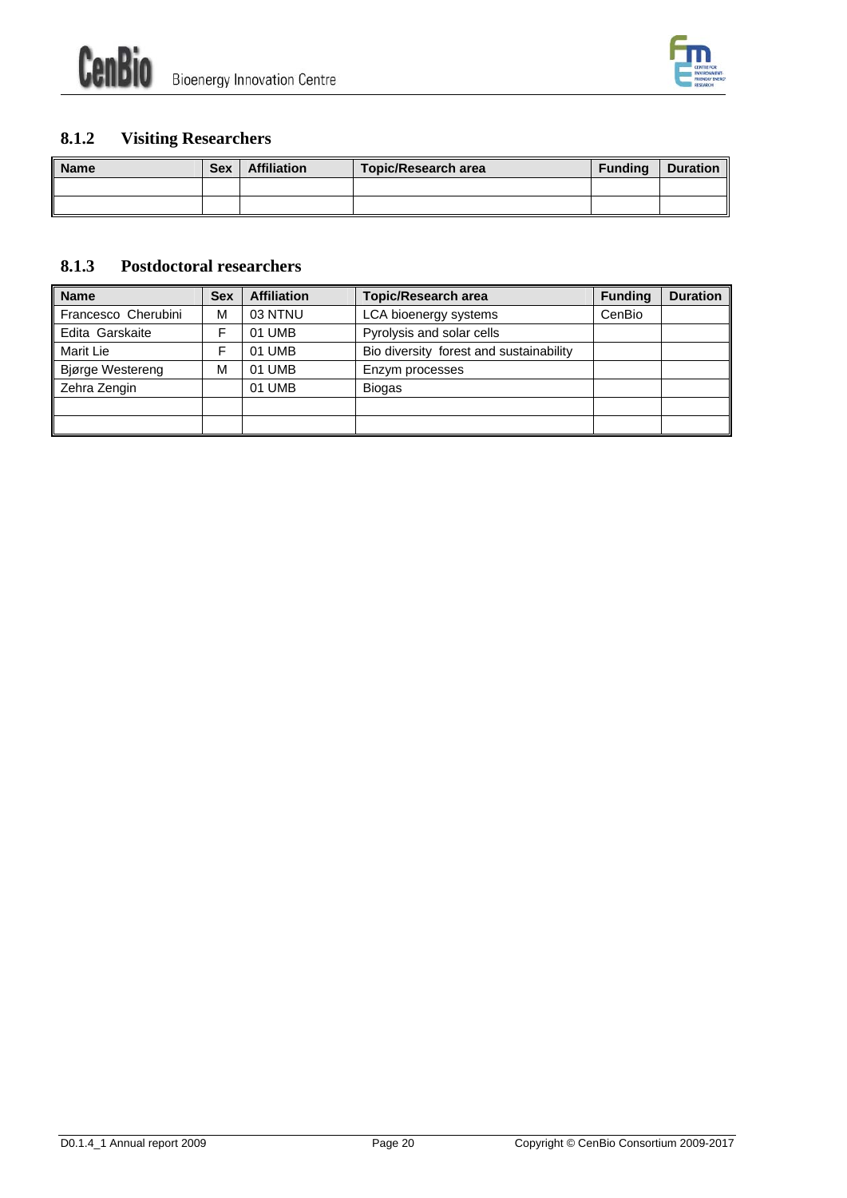### 8.1.2 Visiting Researchers

| Name | Sex | Affiliation | Topic/Research area | Funding | Duration |
|---|---|---|---|---|---|
| | | | | | |
| | | | | | |

### 8.1.3 Postdoctoral researchers

| Name | Sex | Affiliation | Topic/Research area | Funding | Duration |
|---|---|---|---|---|---|
| Francesco Cherubini | M | 03 NTNU | LCA bioenergy systems | CenBio | |
| Edita Garskaite | F | 01 UMB | Pyrolysis and solar cells | | |
| Marit Lie | F | 01 UMB | Bio diversity forest and sustainability | | |
| Bjørge Westereng | M | 01 UMB | Enzym processes | | |
| Zehra Zengin | | 01 UMB | Biogas | | |
| | | | | | |
| | | | | | |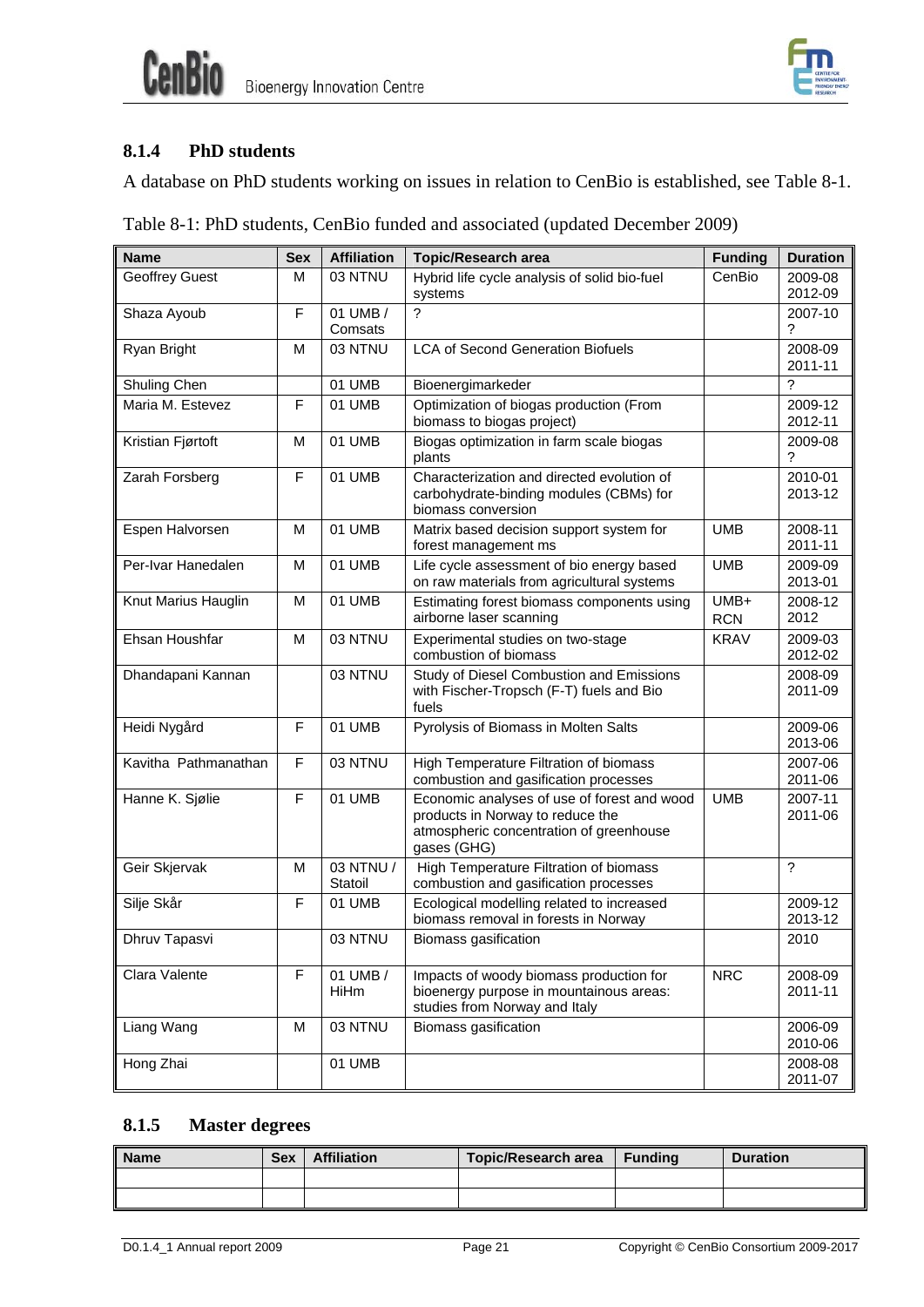### 8.1.4 PhD students

A database on PhD students working on issues in relation to CenBio is established, see Table 8-1.

Table 8-1: PhD students, CenBio funded and associated (updated December 2009)

| Name | Sex | Affiliation | Topic/Research area | Funding | Duration |
|---|---|---|---|---|---|
| Geoffrey Guest | M | 03 NTNU | Hybrid life cycle analysis of solid bio-fuel systems | CenBio | 2009-08 2012-09 |
| Shaza Ayoub | F | 01 UMB / Comsats | ? | | 2007-10 ? |
| Ryan Bright | M | 03 NTNU | LCA of Second Generation Biofuels | | 2008-09 2011-11 |
| Shuling Chen | | 01 UMB | Bioenergimarkeder | | ? |
| Maria M. Estevez | F | 01 UMB | Optimization of biogas production (From biomass to biogas project) | | 2009-12 2012-11 |
| Kristian Fjørtoft | M | 01 UMB | Biogas optimization in farm scale biogas plants | | 2009-08 ? |
| Zarah Forsberg | F | 01 UMB | Characterization and directed evolution of carbohydrate-binding modules (CBMs) for biomass conversion | | 2010-01 2013-12 |
| Espen Halvorsen | M | 01 UMB | Matrix based decision support system for forest management ms | UMB | 2008-11 2011-11 |
| Per-Ivar Hanedalen | M | 01 UMB | Life cycle assessment of bio energy based on raw materials from agricultural systems | UMB | 2009-09 2013-01 |
| Knut Marius Hauglin | M | 01 UMB | Estimating forest biomass components using airborne laser scanning | UMB+ RCN | 2008-12 2012 |
| Ehsan Houshfar | M | 03 NTNU | Experimental studies on two-stage combustion of biomass | KRAV | 2009-03 2012-02 |
| Dhandapani Kannan | | 03 NTNU | Study of Diesel Combustion and Emissions with Fischer-Tropsch (F-T) fuels and Bio fuels | | 2008-09 2011-09 |
| Heidi Nygård | F | 01 UMB | Pyrolysis of Biomass in Molten Salts | | 2009-06 2013-06 |
| Kavitha Pathmanathan | F | 03 NTNU | High Temperature Filtration of biomass combustion and gasification processes | | 2007-06 2011-06 |
| Hanne K. Sjølie | F | 01 UMB | Economic analyses of use of forest and wood products in Norway to reduce the atmospheric concentration of greenhouse gases (GHG) | UMB | 2007-11 2011-06 |
| Geir Skjervak | M | 03 NTNU / Statoil | High Temperature Filtration of biomass combustion and gasification processes | | ? |
| Silje Skår | F | 01 UMB | Ecological modelling related to increased biomass removal in forests in Norway | | 2009-12 2013-12 |
| Dhruv Tapasvi | | 03 NTNU | Biomass gasification | | 2010 |
| Clara Valente | F | 01 UMB / HiHm | Impacts of woody biomass production for bioenergy purpose in mountainous areas: studies from Norway and Italy | NRC | 2008-09 2011-11 |
| Liang Wang | M | 03 NTNU | Biomass gasification | | 2006-09 2010-06 |
| Hong Zhai | | 01 UMB | | | 2008-08 2011-07 |

### 8.1.5 Master degrees

| Name | Sex | Affiliation | Topic/Research area | Funding | Duration |
|---|---|---|---|---|---|
| | | | | | |
| | | | | | |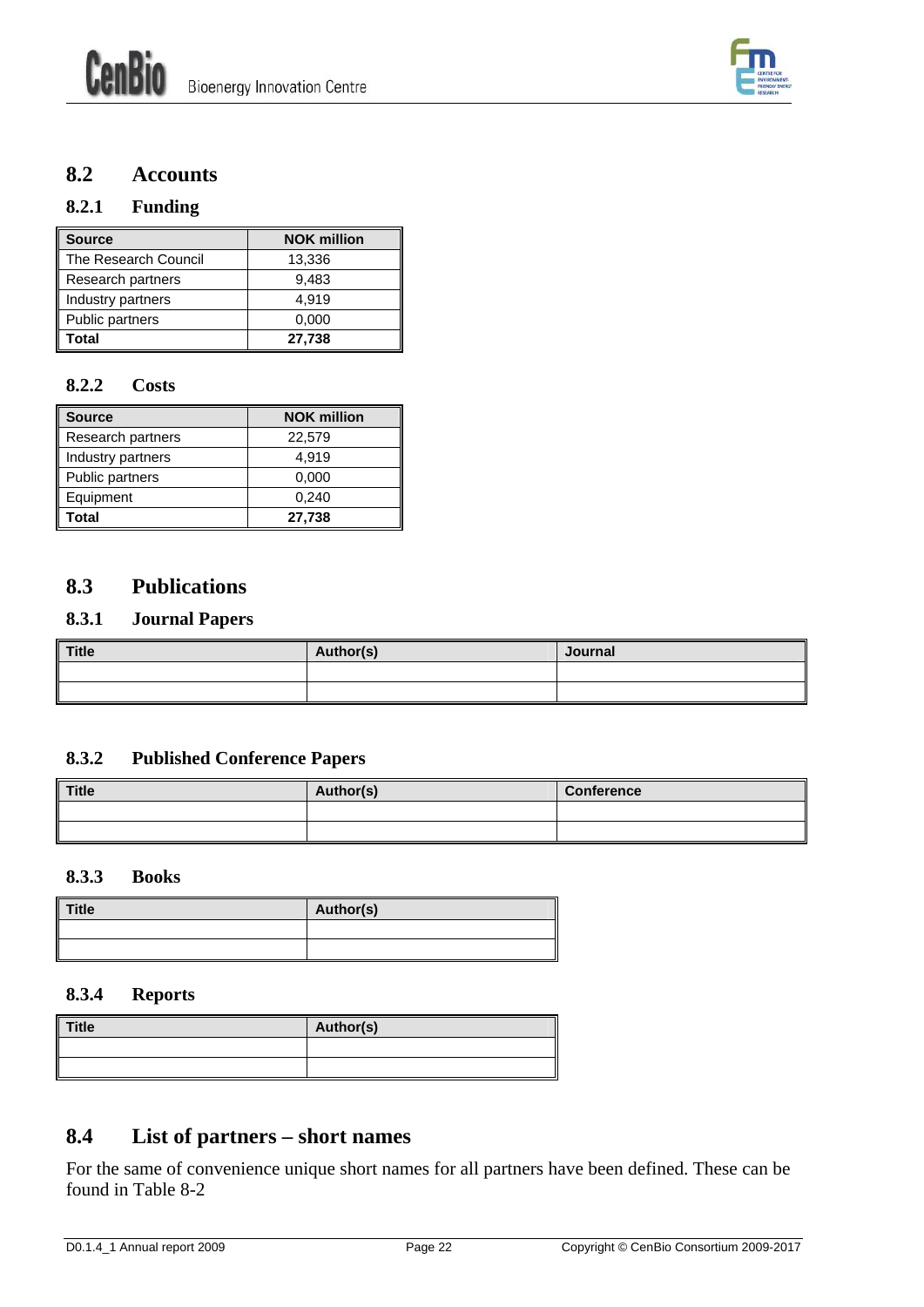## 8.2 Accounts

### 8.2.1 Funding

| Source | NOK million |
|---|---|
| The Research Council | 13,336 |
| Research partners | 9,483 |
| Industry partners | 4,919 |
| Public partners | 0,000 |
| **Total** | **27,738** |

### 8.2.2 Costs

| Source | NOK million |
|---|---|
| Research partners | 22,579 |
| Industry partners | 4,919 |
| Public partners | 0,000 |
| Equipment | 0,240 |
| **Total** | **27,738** |

## 8.3 Publications

### 8.3.1 Journal Papers

| Title | Author(s) | Journal |
|---|---|---|
| | | |
| | | |

### 8.3.2 Published Conference Papers

| Title | Author(s) | Conference |
|---|---|---|
| | | |
| | | |

### 8.3.3 Books

| Title | Author(s) |
|---|---|
| | |
| | |

### 8.3.4 Reports

| Title | Author(s) |
|---|---|
| | |
| | |

## 8.4 List of partners – short names

For the same of convenience unique short names for all partners have been defined. These can be found in Table 8-2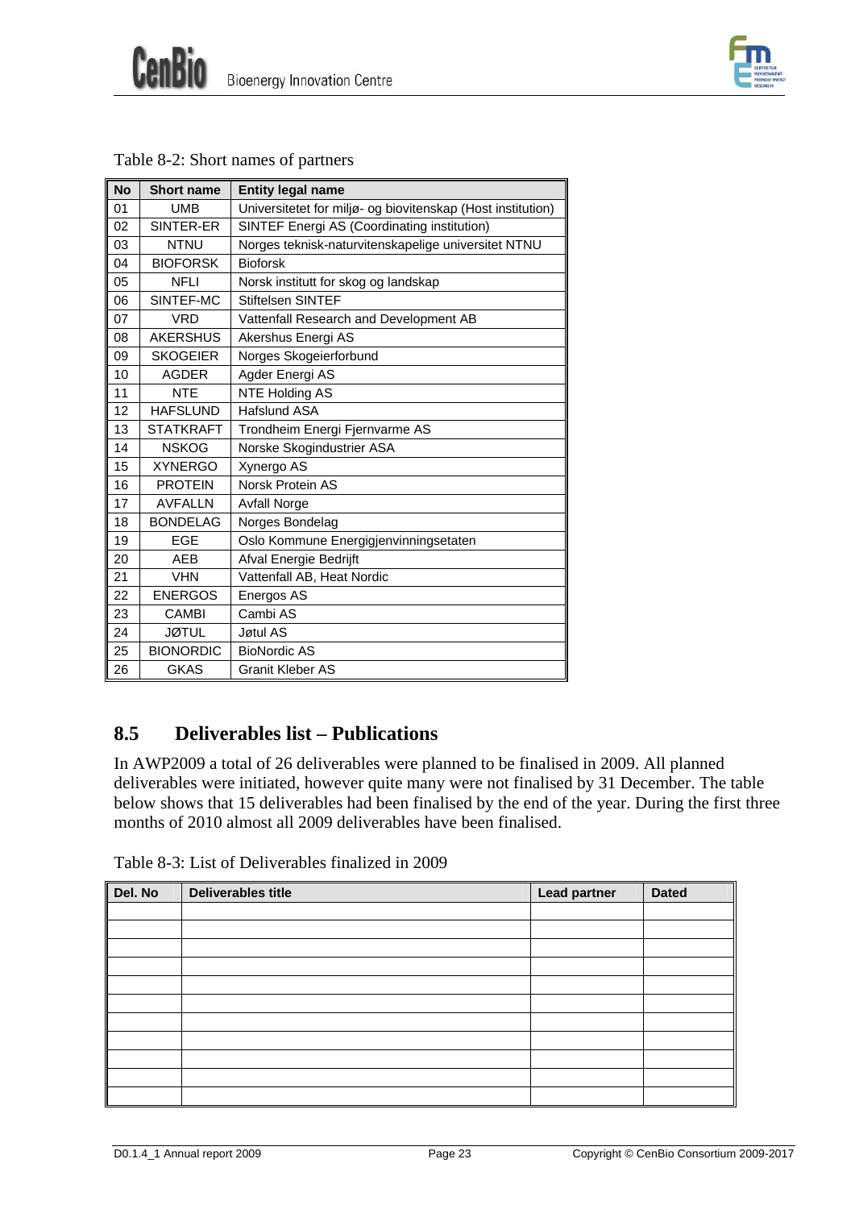Table 8-2: Short names of partners

| No | Short name | Entity legal name |
|---|---|---|
| 01 | UMB | Universitetet for miljø- og biovitenskap (Host institution) |
| 02 | SINTER-ER | SINTEF Energi AS (Coordinating institution) |
| 03 | NTNU | Norges teknisk-naturvitenskapelige universitet NTNU |
| 04 | BIOFORSK | Bioforsk |
| 05 | NFLI | Norsk institutt for skog og landskap |
| 06 | SINTEF-MC | Stiftelsen SINTEF |
| 07 | VRD | Vattenfall Research and Development AB |
| 08 | AKERSHUS | Akershus Energi AS |
| 09 | SKOGEIER | Norges Skogeierforbund |
| 10 | AGDER | Agder Energi AS |
| 11 | NTE | NTE Holding AS |
| 12 | HAFSLUND | Hafslund ASA |
| 13 | STATKRAFT | Trondheim Energi Fjernvarme AS |
| 14 | NSKOG | Norske Skogindustrier ASA |
| 15 | XYNERGO | Xynergo AS |
| 16 | PROTEIN | Norsk Protein AS |
| 17 | AVFALLN | Avfall Norge |
| 18 | BONDELAG | Norges Bondelag |
| 19 | EGE | Oslo Kommune Energigjenvinningsetaten |
| 20 | AEB | Afval Energie Bedrijft |
| 21 | VHN | Vattenfall AB, Heat Nordic |
| 22 | ENERGOS | Energos AS |
| 23 | CAMBI | Cambi AS |
| 24 | JØTUL | Jøtul AS |
| 25 | BIONORDIC | BioNordic AS |
| 26 | GKAS | Granit Kleber AS |

## 8.5 Deliverables list – Publications

In AWP2009 a total of 26 deliverables were planned to be finalised in 2009. All planned deliverables were initiated, however quite many were not finalised by 31 December. The table below shows that 15 deliverables had been finalised by the end of the year. During the first three months of 2010 almost all 2009 deliverables have been finalised.

Table 8-3: List of Deliverables finalized in 2009

| Del. No | Deliverables title | Lead partner | Dated |
|---|---|---|---|
| | | | |
| | | | |
| | | | |
| | | | |
| | | | |
| | | | |
| | | | |
| | | | |
| | | | |
| | | | |
| | | | |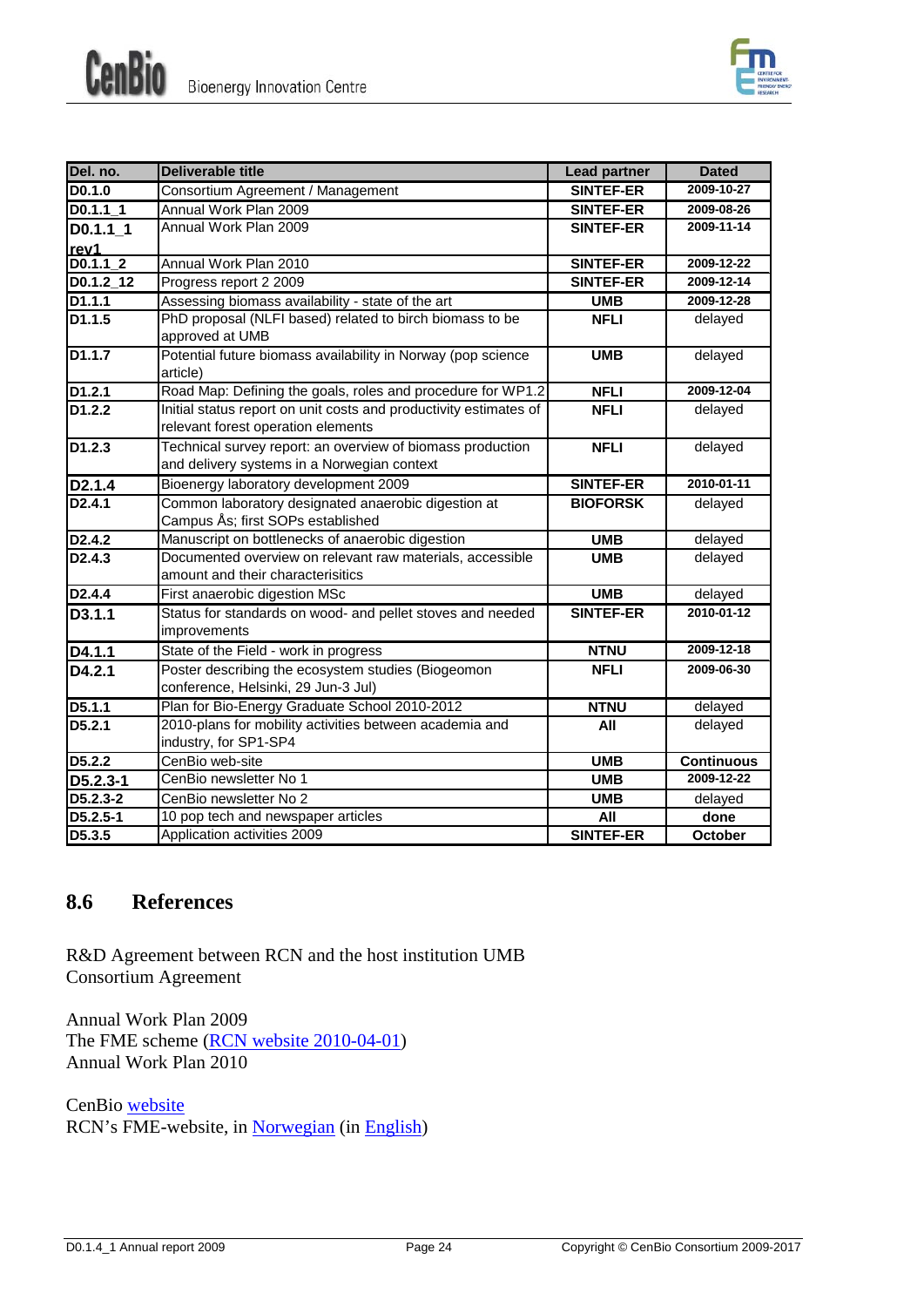| Del. no. | Deliverable title | Lead partner | Dated |
|---|---|---|---|
| D0.1.0 | Consortium Agreement / Management | SINTEF-ER | 2009-10-27 |
| D0.1.1_1 | Annual Work Plan 2009 | SINTEF-ER | 2009-08-26 |
| D0.1.1_1 rev1 | Annual Work Plan 2009 | SINTEF-ER | 2009-11-14 |
| D0.1.1_2 | Annual Work Plan 2010 | SINTEF-ER | 2009-12-22 |
| D0.1.2_12 | Progress report 2 2009 | SINTEF-ER | 2009-12-14 |
| D1.1.1 | Assessing biomass availability - state of the art | UMB | 2009-12-28 |
| D1.1.5 | PhD proposal (NLFI based) related to birch biomass to be approved at UMB | NFLI | delayed |
| D1.1.7 | Potential future biomass availability in Norway (pop science article) | UMB | delayed |
| D1.2.1 | Road Map: Defining the goals, roles and procedure for WP1.2 | NFLI | 2009-12-04 |
| D1.2.2 | Initial status report on unit costs and productivity estimates of relevant forest operation elements | NFLI | delayed |
| D1.2.3 | Technical survey report: an overview of biomass production and delivery systems in a Norwegian context | NFLI | delayed |
| D2.1.4 | Bioenergy laboratory development 2009 | SINTEF-ER | 2010-01-11 |
| D2.4.1 | Common laboratory designated anaerobic digestion at Campus Ås; first SOPs established | BIOFORSK | delayed |
| D2.4.2 | Manuscript on bottlenecks of anaerobic digestion | UMB | delayed |
| D2.4.3 | Documented overview on relevant raw materials, accessible amount and their characterisitics | UMB | delayed |
| D2.4.4 | First anaerobic digestion MSc | UMB | delayed |
| D3.1.1 | Status for standards on wood- and pellet stoves and needed improvements | SINTEF-ER | 2010-01-12 |
| D4.1.1 | State of the Field - work in progress | NTNU | 2009-12-18 |
| D4.2.1 | Poster describing the ecosystem studies (Biogeomon conference, Helsinki, 29 Jun-3 Jul) | NFLI | 2009-06-30 |
| D5.1.1 | Plan for Bio-Energy Graduate School 2010-2012 | NTNU | delayed |
| D5.2.1 | 2010-plans for mobility activities between academia and industry, for SP1-SP4 | All | delayed |
| D5.2.2 | CenBio web-site | UMB | Continuous |
| D5.2.3-1 | CenBio newsletter No 1 | UMB | 2009-12-22 |
| D5.2.3-2 | CenBio newsletter No 2 | UMB | delayed |
| D5.2.5-1 | 10 pop tech and newspaper articles | All | done |
| D5.3.5 | Application activities 2009 | SINTEF-ER | October |

## 8.6 References

R&D Agreement between RCN and the host institution UMB
Consortium Agreement

Annual Work Plan 2009
The FME scheme (RCN website 2010-04-01)
Annual Work Plan 2010

CenBio website
RCN's FME-website, in Norwegian (in English)